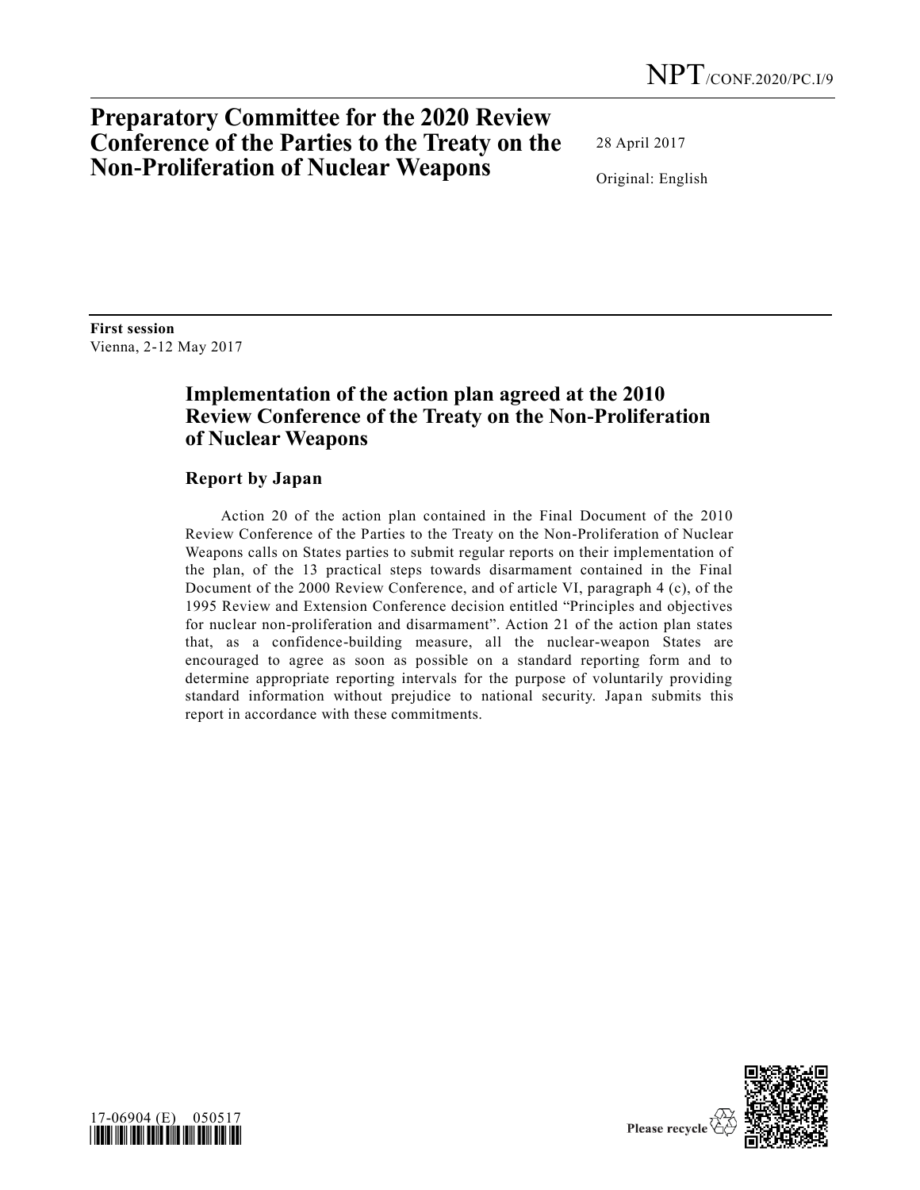NPT/CONF.2020/PC.I/9

# Preparatory Committee for the 2020 Review Conference of the Parties to the Treaty on the Non-Proliferation of Nuclear Weapons

28 April 2017

Original: English

**First session**
Vienna, 2-12 May 2017

## Implementation of the action plan agreed at the 2010 Review Conference of the Treaty on the Non-Proliferation of Nuclear Weapons

### Report by Japan

Action 20 of the action plan contained in the Final Document of the 2010 Review Conference of the Parties to the Treaty on the Non-Proliferation of Nuclear Weapons calls on States parties to submit regular reports on their implementation of the plan, of the 13 practical steps towards disarmament contained in the Final Document of the 2000 Review Conference, and of article VI, paragraph 4 (c), of the 1995 Review and Extension Conference decision entitled "Principles and objectives for nuclear non-proliferation and disarmament". Action 21 of the action plan states that, as a confidence-building measure, all the nuclear-weapon States are encouraged to agree as soon as possible on a standard reporting form and to determine appropriate reporting intervals for the purpose of voluntarily providing standard information without prejudice to national security. Japan submits this report in accordance with these commitments.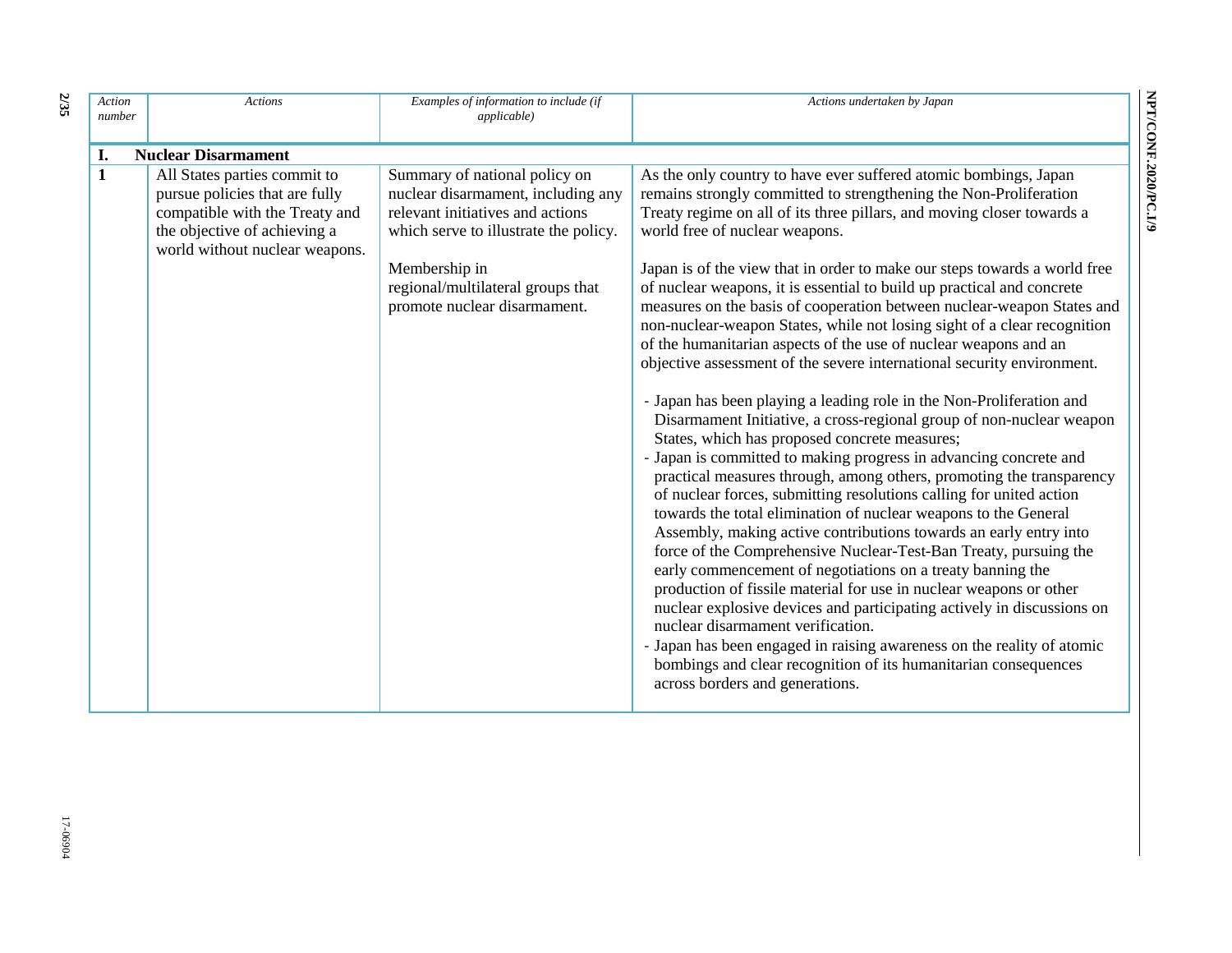| Action number | Actions | Examples of information to include (if applicable) | Actions undertaken by Japan |
|---|---|---|---|
| **I.** | **Nuclear Disarmament** | | |
| **1** | All States parties commit to pursue policies that are fully compatible with the Treaty and the objective of achieving a world without nuclear weapons. | Summary of national policy on nuclear disarmament, including any relevant initiatives and actions which serve to illustrate the policy.<br><br>Membership in regional/multilateral groups that promote nuclear disarmament. | As the only country to have ever suffered atomic bombings, Japan remains strongly committed to strengthening the Non-Proliferation Treaty regime on all of its three pillars, and moving closer towards a world free of nuclear weapons.<br><br>Japan is of the view that in order to make our steps towards a world free of nuclear weapons, it is essential to build up practical and concrete measures on the basis of cooperation between nuclear-weapon States and non-nuclear-weapon States, while not losing sight of a clear recognition of the humanitarian aspects of the use of nuclear weapons and an objective assessment of the severe international security environment.<br><br>- Japan has been playing a leading role in the Non-Proliferation and Disarmament Initiative, a cross-regional group of non-nuclear weapon States, which has proposed concrete measures;<br>- Japan is committed to making progress in advancing concrete and practical measures through, among others, promoting the transparency of nuclear forces, submitting resolutions calling for united action towards the total elimination of nuclear weapons to the General Assembly, making active contributions towards an early entry into force of the Comprehensive Nuclear-Test-Ban Treaty, pursuing the early commencement of negotiations on a treaty banning the production of fissile material for use in nuclear weapons or other nuclear explosive devices and participating actively in discussions on nuclear disarmament verification.<br>- Japan has been engaged in raising awareness on the reality of atomic bombings and clear recognition of its humanitarian consequences across borders and generations. |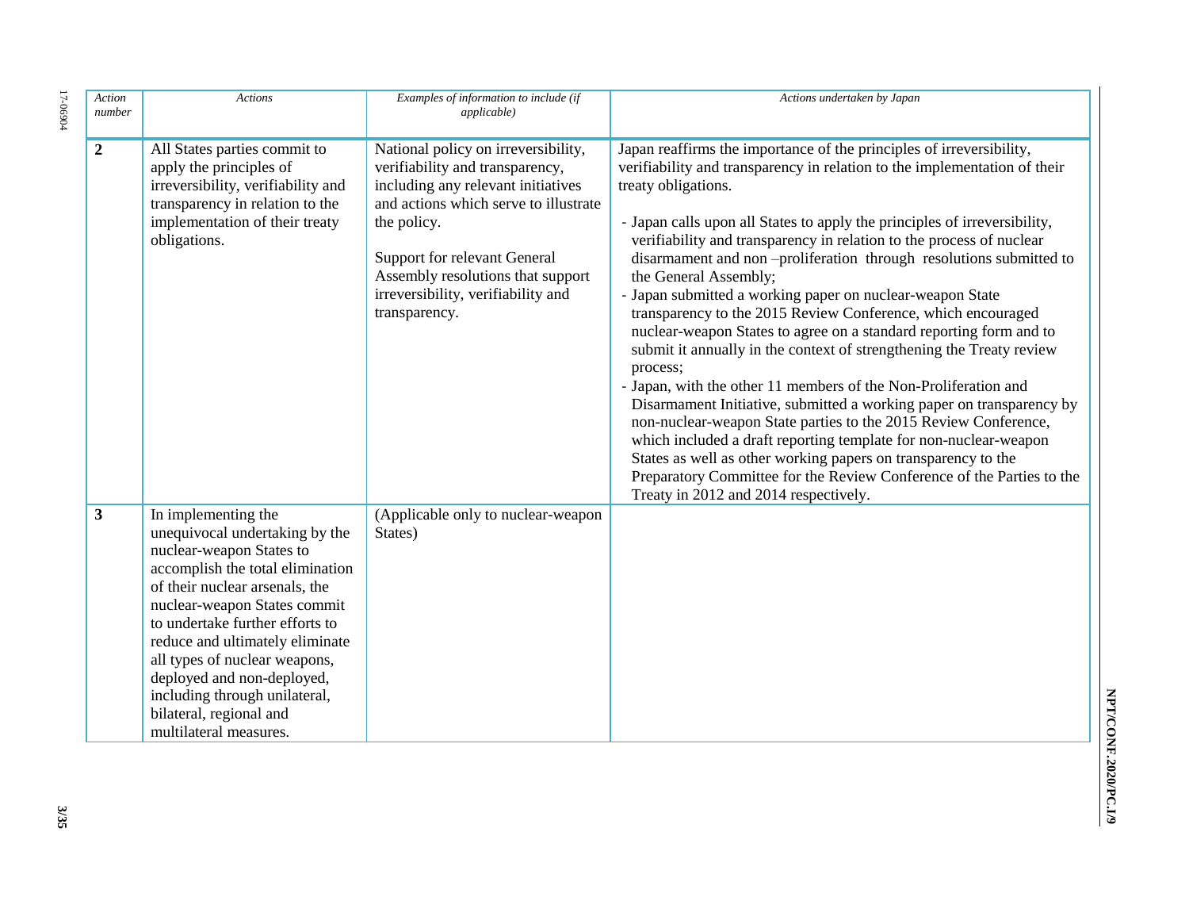| *Action number* | *Actions* | *Examples of information to include (if applicable)* | *Actions undertaken by Japan* |
|---|---|---|---|
| **2** | All States parties commit to apply the principles of irreversibility, verifiability and transparency in relation to the implementation of their treaty obligations. | National policy on irreversibility, verifiability and transparency, including any relevant initiatives and actions which serve to illustrate the policy.<br><br>Support for relevant General Assembly resolutions that support irreversibility, verifiability and transparency. | Japan reaffirms the importance of the principles of irreversibility, verifiability and transparency in relation to the implementation of their treaty obligations.<br><br>- Japan calls upon all States to apply the principles of irreversibility, verifiability and transparency in relation to the process of nuclear disarmament and non –proliferation through resolutions submitted to the General Assembly;<br>- Japan submitted a working paper on nuclear-weapon State transparency to the 2015 Review Conference, which encouraged nuclear-weapon States to agree on a standard reporting form and to submit it annually in the context of strengthening the Treaty review process;<br>- Japan, with the other 11 members of the Non-Proliferation and Disarmament Initiative, submitted a working paper on transparency by non-nuclear-weapon State parties to the 2015 Review Conference, which included a draft reporting template for non-nuclear-weapon States as well as other working papers on transparency to the Preparatory Committee for the Review Conference of the Parties to the Treaty in 2012 and 2014 respectively. |
| **3** | In implementing the unequivocal undertaking by the nuclear-weapon States to accomplish the total elimination of their nuclear arsenals, the nuclear-weapon States commit to undertake further efforts to reduce and ultimately eliminate all types of nuclear weapons, deployed and non-deployed, including through unilateral, bilateral, regional and multilateral measures. | (Applicable only to nuclear-weapon States) | |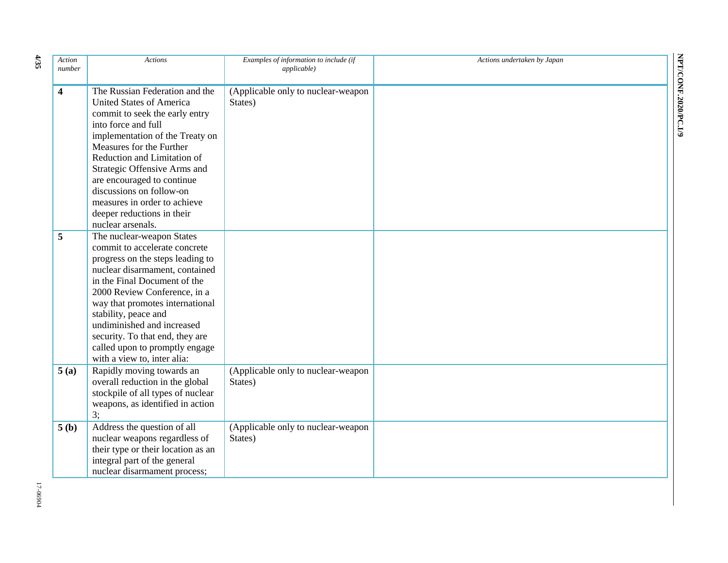| *Action number* | *Actions* | *Examples of information to include (if applicable)* | *Actions undertaken by Japan* |
|---|---|---|---|
| **4** | The Russian Federation and the United States of America commit to seek the early entry into force and full implementation of the Treaty on Measures for the Further Reduction and Limitation of Strategic Offensive Arms and are encouraged to continue discussions on follow-on measures in order to achieve deeper reductions in their nuclear arsenals. | (Applicable only to nuclear-weapon States) | |
| **5** | The nuclear-weapon States commit to accelerate concrete progress on the steps leading to nuclear disarmament, contained in the Final Document of the 2000 Review Conference, in a way that promotes international stability, peace and undiminished and increased security. To that end, they are called upon to promptly engage with a view to, inter alia: | | |
| **5 (a)** | Rapidly moving towards an overall reduction in the global stockpile of all types of nuclear weapons, as identified in action 3; | (Applicable only to nuclear-weapon States) | |
| **5 (b)** | Address the question of all nuclear weapons regardless of their type or their location as an integral part of the general nuclear disarmament process; | (Applicable only to nuclear-weapon States) | |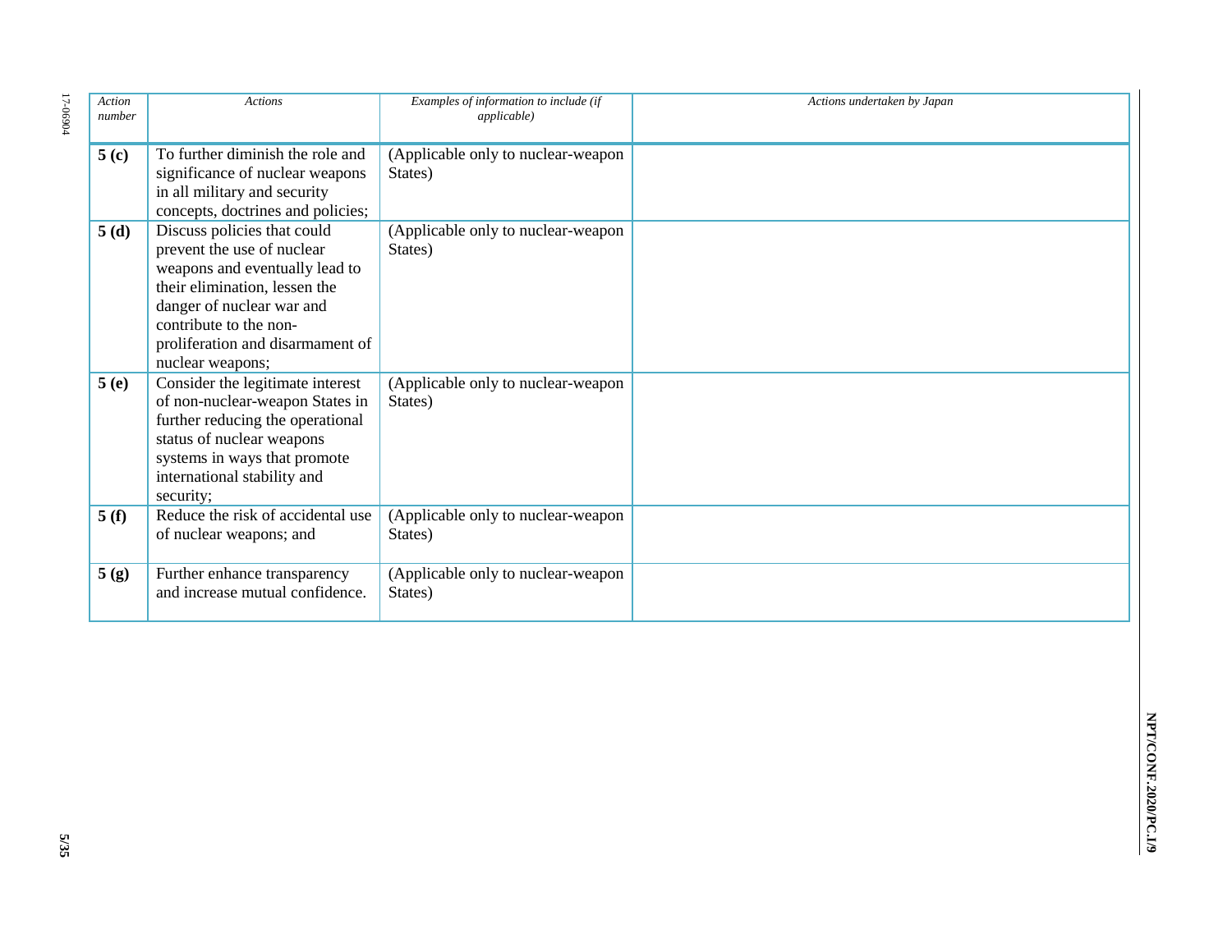| *Action number* | *Actions* | *Examples of information to include (if applicable)* | *Actions undertaken by Japan* |
|---|---|---|---|
| **5 (c)** | To further diminish the role and significance of nuclear weapons in all military and security concepts, doctrines and policies; | (Applicable only to nuclear-weapon States) | |
| **5 (d)** | Discuss policies that could prevent the use of nuclear weapons and eventually lead to their elimination, lessen the danger of nuclear war and contribute to the non-proliferation and disarmament of nuclear weapons; | (Applicable only to nuclear-weapon States) | |
| **5 (e)** | Consider the legitimate interest of non-nuclear-weapon States in further reducing the operational status of nuclear weapons systems in ways that promote international stability and security; | (Applicable only to nuclear-weapon States) | |
| **5 (f)** | Reduce the risk of accidental use of nuclear weapons; and | (Applicable only to nuclear-weapon States) | |
| **5 (g)** | Further enhance transparency and increase mutual confidence. | (Applicable only to nuclear-weapon States) | |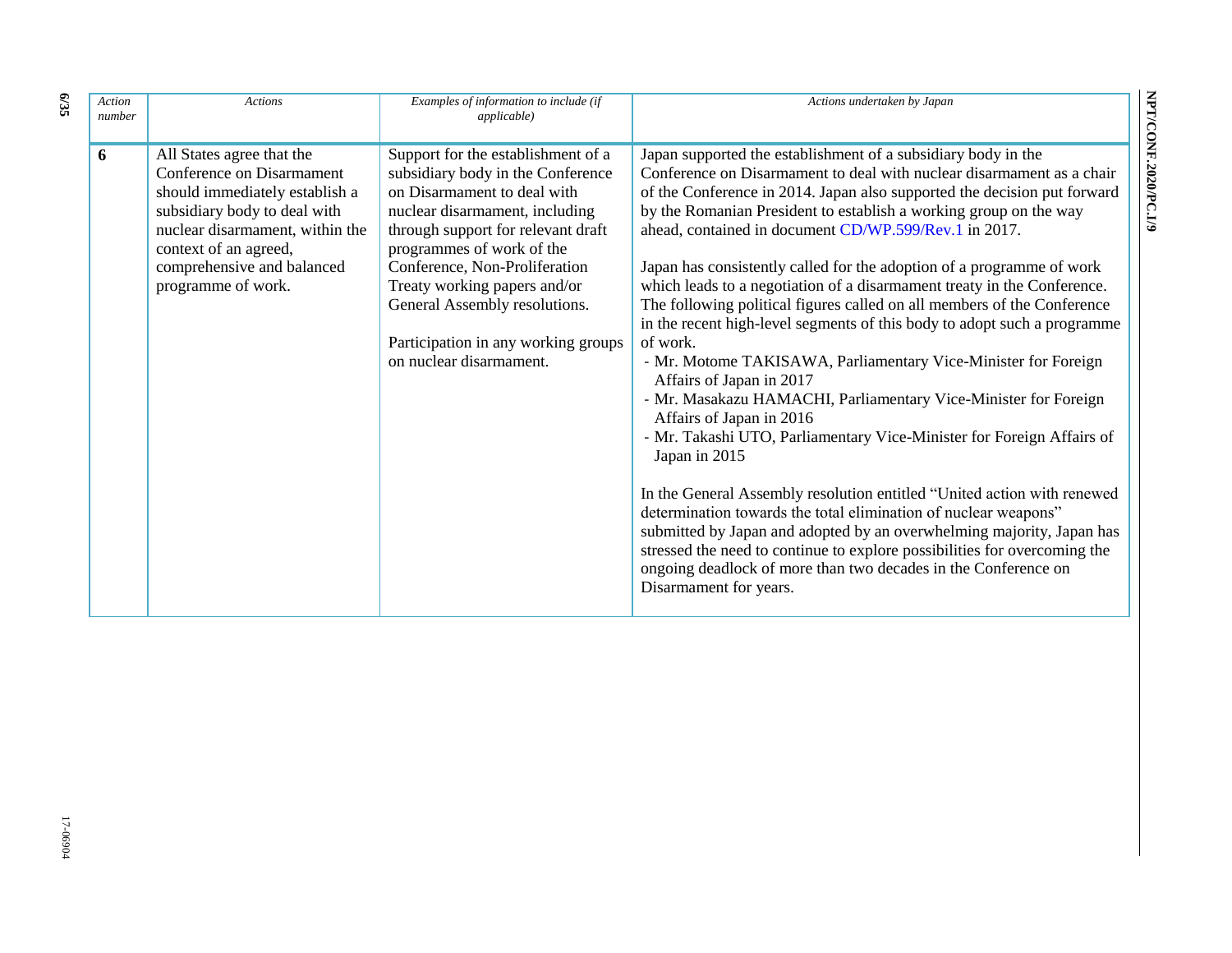| Action number | Actions | Examples of information to include (if applicable) | Actions undertaken by Japan |
|---|---|---|---|
| **6** | All States agree that the Conference on Disarmament should immediately establish a subsidiary body to deal with nuclear disarmament, within the context of an agreed, comprehensive and balanced programme of work. | Support for the establishment of a subsidiary body in the Conference on Disarmament to deal with nuclear disarmament, including through support for relevant draft programmes of work of the Conference, Non-Proliferation Treaty working papers and/or General Assembly resolutions.<br><br>Participation in any working groups on nuclear disarmament. | Japan supported the establishment of a subsidiary body in the Conference on Disarmament to deal with nuclear disarmament as a chair of the Conference in 2014. Japan also supported the decision put forward by the Romanian President to establish a working group on the way ahead, contained in document CD/WP.599/Rev.1 in 2017.<br><br>Japan has consistently called for the adoption of a programme of work which leads to a negotiation of a disarmament treaty in the Conference. The following political figures called on all members of the Conference in the recent high-level segments of this body to adopt such a programme of work.<br>- Mr. Motome TAKISAWA, Parliamentary Vice-Minister for Foreign Affairs of Japan in 2017<br>- Mr. Masakazu HAMACHI, Parliamentary Vice-Minister for Foreign Affairs of Japan in 2016<br>- Mr. Takashi UTO, Parliamentary Vice-Minister for Foreign Affairs of Japan in 2015<br><br>In the General Assembly resolution entitled "United action with renewed determination towards the total elimination of nuclear weapons" submitted by Japan and adopted by an overwhelming majority, Japan has stressed the need to continue to explore possibilities for overcoming the ongoing deadlock of more than two decades in the Conference on Disarmament for years. |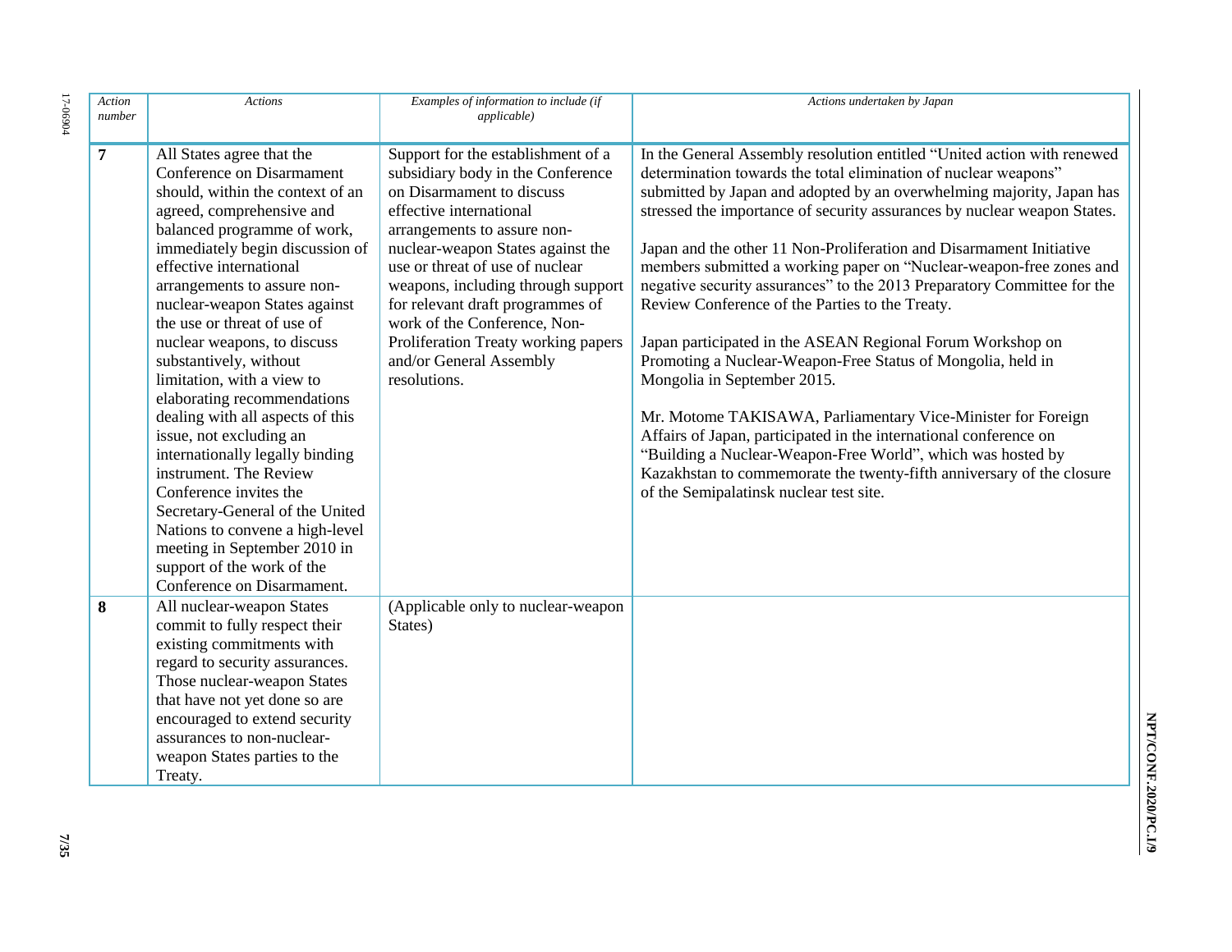| *Action number* | *Actions* | *Examples of information to include (if applicable)* | *Actions undertaken by Japan* |
|---|---|---|---|
| **7** | All States agree that the Conference on Disarmament should, within the context of an agreed, comprehensive and balanced programme of work, immediately begin discussion of effective international arrangements to assure non-nuclear-weapon States against the use or threat of use of nuclear weapons, to discuss substantively, without limitation, with a view to elaborating recommendations dealing with all aspects of this issue, not excluding an internationally legally binding instrument. The Review Conference invites the Secretary-General of the United Nations to convene a high-level meeting in September 2010 in support of the work of the Conference on Disarmament. | Support for the establishment of a subsidiary body in the Conference on Disarmament to discuss effective international arrangements to assure non-nuclear-weapon States against the use or threat of use of nuclear weapons, including through support for relevant draft programmes of work of the Conference, Non-Proliferation Treaty working papers and/or General Assembly resolutions. | In the General Assembly resolution entitled "United action with renewed determination towards the total elimination of nuclear weapons" submitted by Japan and adopted by an overwhelming majority, Japan has stressed the importance of security assurances by nuclear weapon States.<br><br>Japan and the other 11 Non-Proliferation and Disarmament Initiative members submitted a working paper on "Nuclear-weapon-free zones and negative security assurances" to the 2013 Preparatory Committee for the Review Conference of the Parties to the Treaty.<br><br>Japan participated in the ASEAN Regional Forum Workshop on Promoting a Nuclear-Weapon-Free Status of Mongolia, held in Mongolia in September 2015.<br><br>Mr. Motome TAKISAWA, Parliamentary Vice-Minister for Foreign Affairs of Japan, participated in the international conference on "Building a Nuclear-Weapon-Free World", which was hosted by Kazakhstan to commemorate the twenty-fifth anniversary of the closure of the Semipalatinsk nuclear test site. |
| **8** | All nuclear-weapon States commit to fully respect their existing commitments with regard to security assurances. Those nuclear-weapon States that have not yet done so are encouraged to extend security assurances to non-nuclear-weapon States parties to the Treaty. | (Applicable only to nuclear-weapon States) | |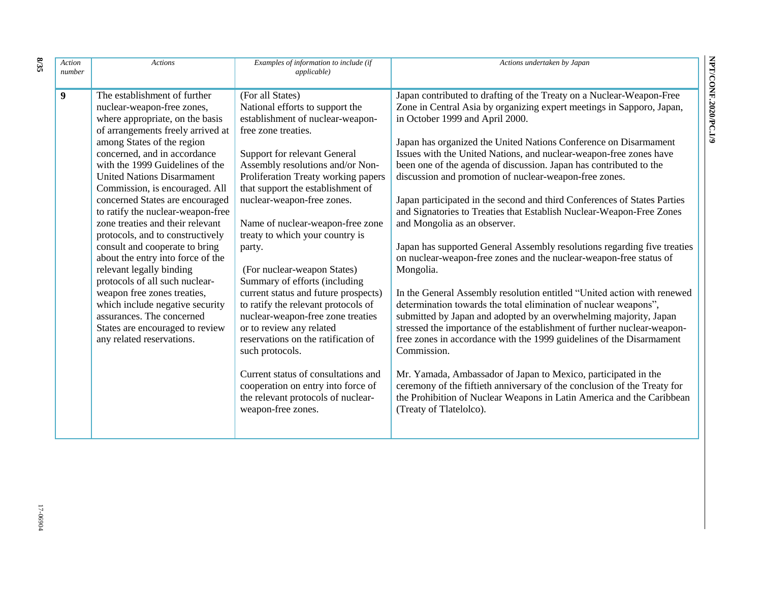| *Action number* | *Actions* | *Examples of information to include (if applicable)* | *Actions undertaken by Japan* |
|---|---|---|---|
| **9** | The establishment of further nuclear-weapon-free zones, where appropriate, on the basis of arrangements freely arrived at among States of the region concerned, and in accordance with the 1999 Guidelines of the United Nations Disarmament Commission, is encouraged. All concerned States are encouraged to ratify the nuclear-weapon-free zone treaties and their relevant protocols, and to constructively consult and cooperate to bring about the entry into force of the relevant legally binding protocols of all such nuclear-weapon free zones treaties, which include negative security assurances. The concerned States are encouraged to review any related reservations. | (For all States)<br>National efforts to support the establishment of nuclear-weapon-free zone treaties.<br><br>Support for relevant General Assembly resolutions and/or Non-Proliferation Treaty working papers that support the establishment of nuclear-weapon-free zones.<br><br>Name of nuclear-weapon-free zone treaty to which your country is party.<br><br>(For nuclear-weapon States)<br>Summary of efforts (including current status and future prospects) to ratify the relevant protocols of nuclear-weapon-free zone treaties or to review any related reservations on the ratification of such protocols.<br><br>Current status of consultations and cooperation on entry into force of the relevant protocols of nuclear-weapon-free zones. | Japan contributed to drafting of the Treaty on a Nuclear-Weapon-Free Zone in Central Asia by organizing expert meetings in Sapporo, Japan, in October 1999 and April 2000.<br><br>Japan has organized the United Nations Conference on Disarmament Issues with the United Nations, and nuclear-weapon-free zones have been one of the agenda of discussion. Japan has contributed to the discussion and promotion of nuclear-weapon-free zones.<br><br>Japan participated in the second and third Conferences of States Parties and Signatories to Treaties that Establish Nuclear-Weapon-Free Zones and Mongolia as an observer.<br><br>Japan has supported General Assembly resolutions regarding five treaties on nuclear-weapon-free zones and the nuclear-weapon-free status of Mongolia.<br><br>In the General Assembly resolution entitled "United action with renewed determination towards the total elimination of nuclear weapons", submitted by Japan and adopted by an overwhelming majority, Japan stressed the importance of the establishment of further nuclear-weapon-free zones in accordance with the 1999 guidelines of the Disarmament Commission.<br><br>Mr. Yamada, Ambassador of Japan to Mexico, participated in the ceremony of the fiftieth anniversary of the conclusion of the Treaty for the Prohibition of Nuclear Weapons in Latin America and the Caribbean (Treaty of Tlatelolco). |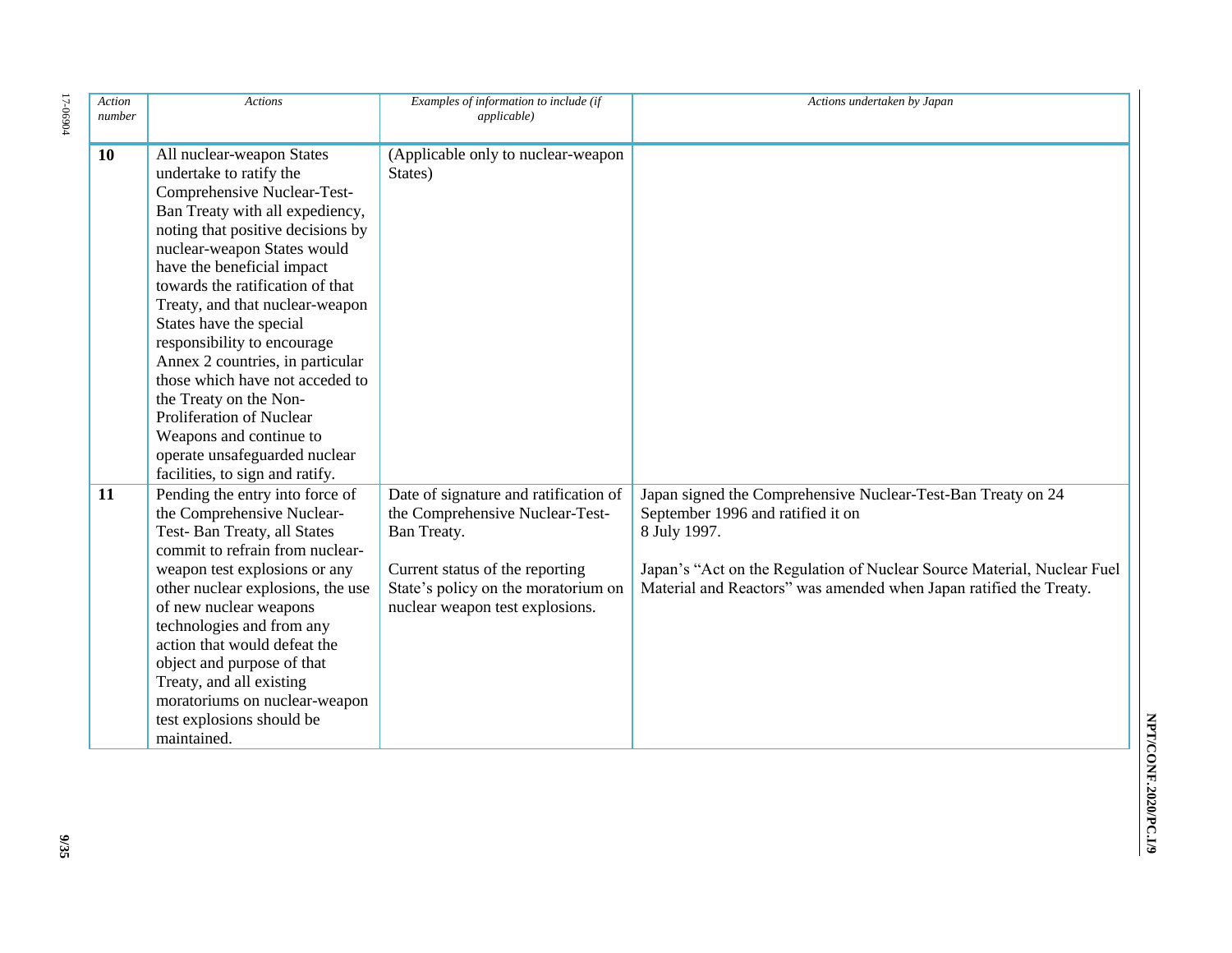| *Action number* | *Actions* | *Examples of information to include (if applicable)* | *Actions undertaken by Japan* |
|---|---|---|---|
| **10** | All nuclear-weapon States undertake to ratify the Comprehensive Nuclear-Test-Ban Treaty with all expediency, noting that positive decisions by nuclear-weapon States would have the beneficial impact towards the ratification of that Treaty, and that nuclear-weapon States have the special responsibility to encourage Annex 2 countries, in particular those which have not acceded to the Treaty on the Non-Proliferation of Nuclear Weapons and continue to operate unsafeguarded nuclear facilities, to sign and ratify. | (Applicable only to nuclear-weapon States) | |
| **11** | Pending the entry into force of the Comprehensive Nuclear-Test- Ban Treaty, all States commit to refrain from nuclear-weapon test explosions or any other nuclear explosions, the use of new nuclear weapons technologies and from any action that would defeat the object and purpose of that Treaty, and all existing moratoriums on nuclear-weapon test explosions should be maintained. | Date of signature and ratification of the Comprehensive Nuclear-Test-Ban Treaty.<br><br>Current status of the reporting State's policy on the moratorium on nuclear weapon test explosions. | Japan signed the Comprehensive Nuclear-Test-Ban Treaty on 24 September 1996 and ratified it on 8 July 1997.<br><br>Japan's "Act on the Regulation of Nuclear Source Material, Nuclear Fuel Material and Reactors" was amended when Japan ratified the Treaty. |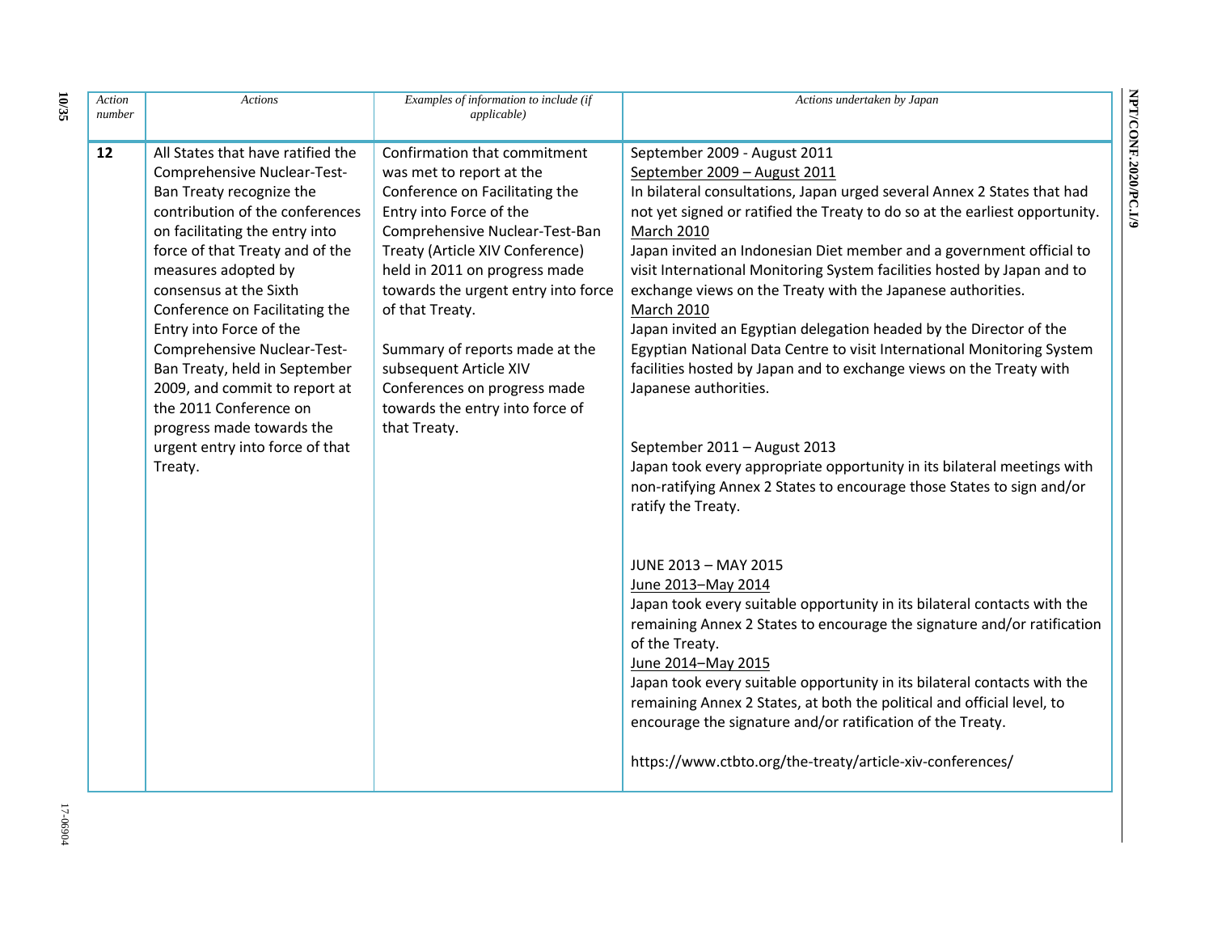| Action number | Actions | Examples of information to include (if applicable) | Actions undertaken by Japan |
| --- | --- | --- | --- |
| **12** | All States that have ratified the Comprehensive Nuclear-Test-Ban Treaty recognize the contribution of the conferences on facilitating the entry into force of that Treaty and of the measures adopted by consensus at the Sixth Conference on Facilitating the Entry into Force of the Comprehensive Nuclear-Test-Ban Treaty, held in September 2009, and commit to report at the 2011 Conference on progress made towards the urgent entry into force of that Treaty. | Confirmation that commitment was met to report at the Conference on Facilitating the Entry into Force of the Comprehensive Nuclear-Test-Ban Treaty (Article XIV Conference) held in 2011 on progress made towards the urgent entry into force of that Treaty.<br><br>Summary of reports made at the subsequent Article XIV Conferences on progress made towards the entry into force of that Treaty. | September 2009 - August 2011<br>September 2009 – August 2011<br>In bilateral consultations, Japan urged several Annex 2 States that had not yet signed or ratified the Treaty to do so at the earliest opportunity.<br>March 2010<br>Japan invited an Indonesian Diet member and a government official to visit International Monitoring System facilities hosted by Japan and to exchange views on the Treaty with the Japanese authorities.<br>March 2010<br>Japan invited an Egyptian delegation headed by the Director of the Egyptian National Data Centre to visit International Monitoring System facilities hosted by Japan and to exchange views on the Treaty with Japanese authorities.<br><br>September 2011 – August 2013<br>Japan took every appropriate opportunity in its bilateral meetings with non-ratifying Annex 2 States to encourage those States to sign and/or ratify the Treaty.<br><br>JUNE 2013 – MAY 2015<br>June 2013–May 2014<br>Japan took every suitable opportunity in its bilateral contacts with the remaining Annex 2 States to encourage the signature and/or ratification of the Treaty.<br>June 2014–May 2015<br>Japan took every suitable opportunity in its bilateral contacts with the remaining Annex 2 States, at both the political and official level, to encourage the signature and/or ratification of the Treaty.<br><br>https://www.ctbto.org/the-treaty/article-xiv-conferences/ |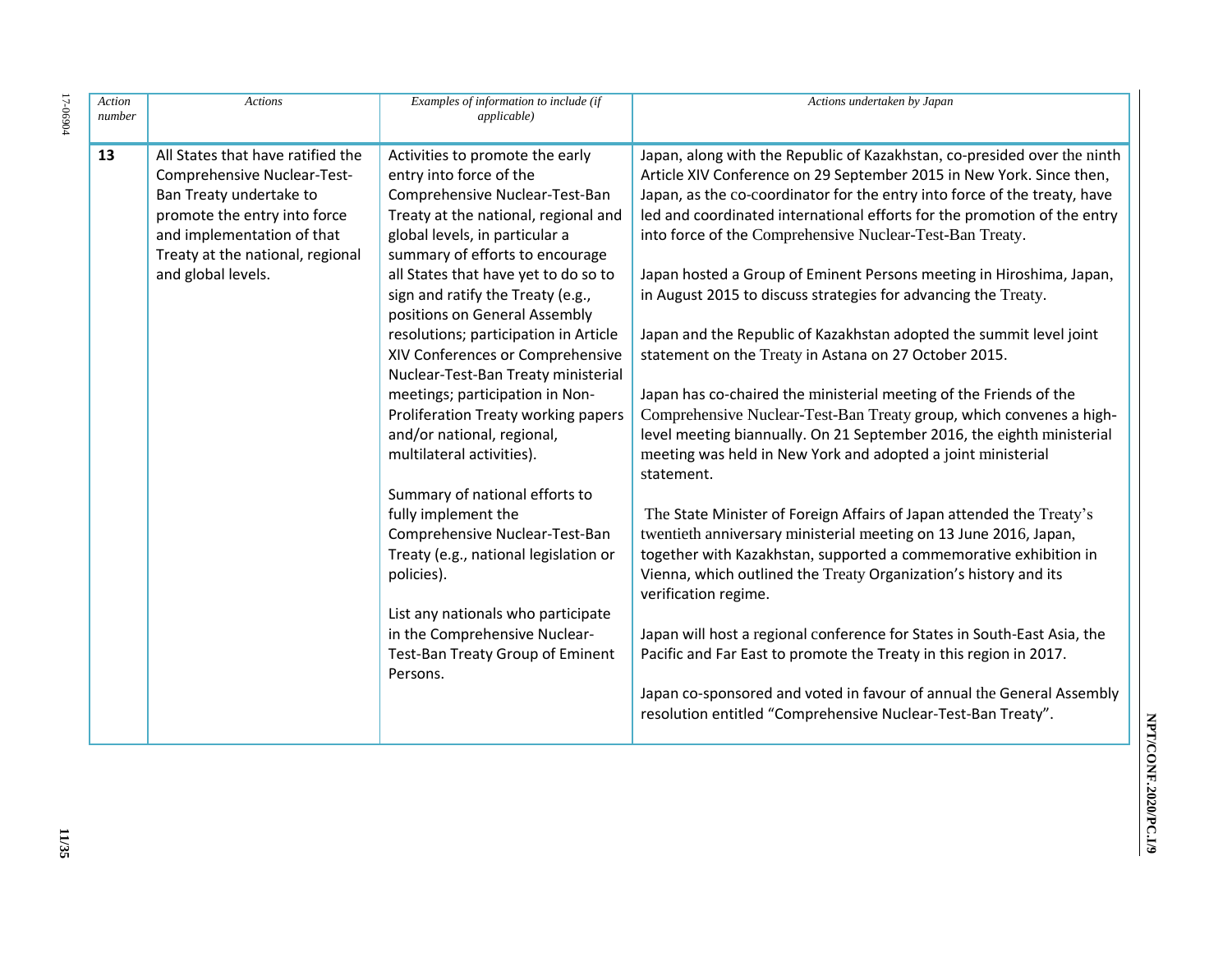| *Action number* | *Actions* | *Examples of information to include (if applicable)* | *Actions undertaken by Japan* |
|---|---|---|---|
| **13** | All States that have ratified the Comprehensive Nuclear-Test-Ban Treaty undertake to promote the entry into force and implementation of that Treaty at the national, regional and global levels. | Activities to promote the early entry into force of the Comprehensive Nuclear-Test-Ban Treaty at the national, regional and global levels, in particular a summary of efforts to encourage all States that have yet to do so to sign and ratify the Treaty (e.g., positions on General Assembly resolutions; participation in Article XIV Conferences or Comprehensive Nuclear-Test-Ban Treaty ministerial meetings; participation in Non-Proliferation Treaty working papers and/or national, regional, multilateral activities).<br><br>Summary of national efforts to fully implement the Comprehensive Nuclear-Test-Ban Treaty (e.g., national legislation or policies).<br><br>List any nationals who participate in the Comprehensive Nuclear-Test-Ban Treaty Group of Eminent Persons. | Japan, along with the Republic of Kazakhstan, co-presided over the ninth Article XIV Conference on 29 September 2015 in New York. Since then, Japan, as the co-coordinator for the entry into force of the treaty, have led and coordinated international efforts for the promotion of the entry into force of the Comprehensive Nuclear-Test-Ban Treaty.<br><br>Japan hosted a Group of Eminent Persons meeting in Hiroshima, Japan, in August 2015 to discuss strategies for advancing the Treaty.<br><br>Japan and the Republic of Kazakhstan adopted the summit level joint statement on the Treaty in Astana on 27 October 2015.<br><br>Japan has co-chaired the ministerial meeting of the Friends of the Comprehensive Nuclear-Test-Ban Treaty group, which convenes a high-level meeting biannually. On 21 September 2016, the eighth ministerial meeting was held in New York and adopted a joint ministerial statement.<br><br>The State Minister of Foreign Affairs of Japan attended the Treaty's twentieth anniversary ministerial meeting on 13 June 2016, Japan, together with Kazakhstan, supported a commemorative exhibition in Vienna, which outlined the Treaty Organization's history and its verification regime.<br><br>Japan will host a regional conference for States in South-East Asia, the Pacific and Far East to promote the Treaty in this region in 2017.<br><br>Japan co-sponsored and voted in favour of annual the General Assembly resolution entitled "Comprehensive Nuclear-Test-Ban Treaty". |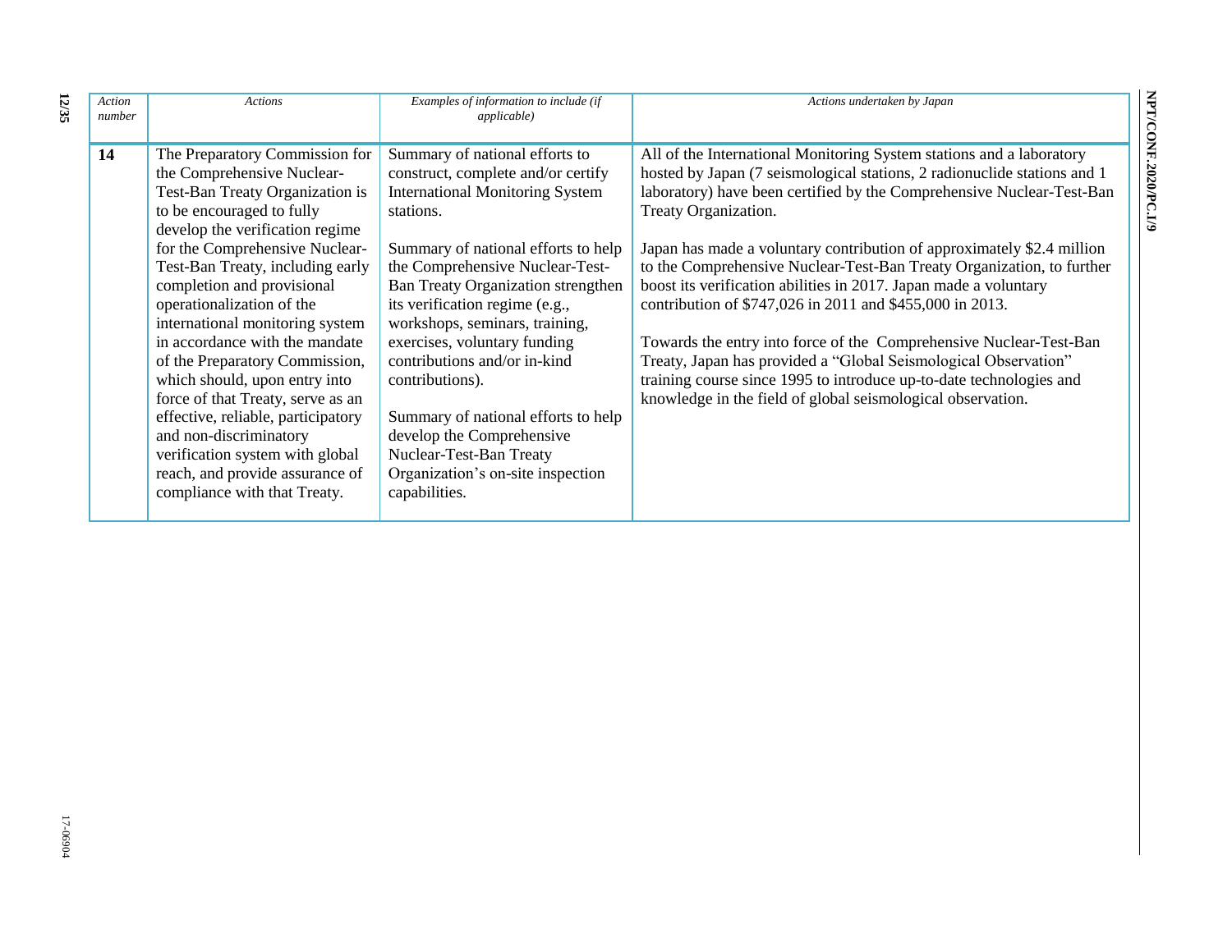| *Action number* | *Actions* | *Examples of information to include (if applicable)* | *Actions undertaken by Japan* |
|---|---|---|---|
| **14** | The Preparatory Commission for the Comprehensive Nuclear-Test-Ban Treaty Organization is to be encouraged to fully develop the verification regime for the Comprehensive Nuclear-Test-Ban Treaty, including early completion and provisional operationalization of the international monitoring system in accordance with the mandate of the Preparatory Commission, which should, upon entry into force of that Treaty, serve as an effective, reliable, participatory and non-discriminatory verification system with global reach, and provide assurance of compliance with that Treaty. | Summary of national efforts to construct, complete and/or certify International Monitoring System stations.<br><br>Summary of national efforts to help the Comprehensive Nuclear-Test-Ban Treaty Organization strengthen its verification regime (e.g., workshops, seminars, training, exercises, voluntary funding contributions and/or in-kind contributions).<br><br>Summary of national efforts to help develop the Comprehensive Nuclear-Test-Ban Treaty Organization's on-site inspection capabilities. | All of the International Monitoring System stations and a laboratory hosted by Japan (7 seismological stations, 2 radionuclide stations and 1 laboratory) have been certified by the Comprehensive Nuclear-Test-Ban Treaty Organization.<br><br>Japan has made a voluntary contribution of approximately $2.4 million to the Comprehensive Nuclear-Test-Ban Treaty Organization, to further boost its verification abilities in 2017. Japan made a voluntary contribution of $747,026 in 2011 and $455,000 in 2013.<br><br>Towards the entry into force of the Comprehensive Nuclear-Test-Ban Treaty, Japan has provided a "Global Seismological Observation" training course since 1995 to introduce up-to-date technologies and knowledge in the field of global seismological observation. |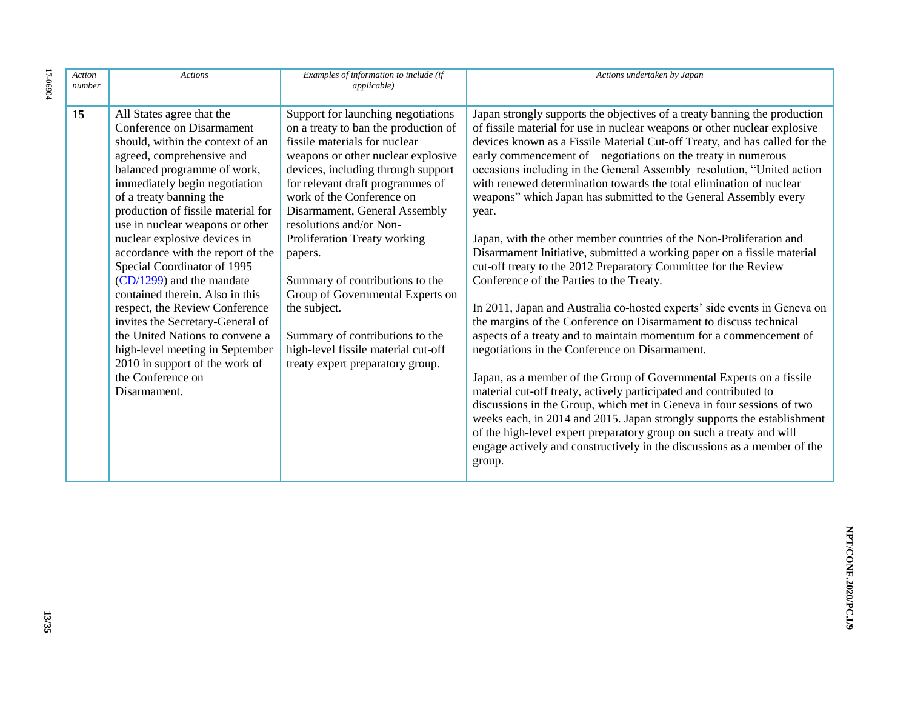| *Action number* | *Actions* | *Examples of information to include (if applicable)* | *Actions undertaken by Japan* |
|---|---|---|---|
| **15** | All States agree that the Conference on Disarmament should, within the context of an agreed, comprehensive and balanced programme of work, immediately begin negotiation of a treaty banning the production of fissile material for use in nuclear weapons or other nuclear explosive devices in accordance with the report of the Special Coordinator of 1995 (CD/1299) and the mandate contained therein. Also in this respect, the Review Conference invites the Secretary-General of the United Nations to convene a high-level meeting in September 2010 in support of the work of the Conference on Disarmament. | Support for launching negotiations on a treaty to ban the production of fissile materials for nuclear weapons or other nuclear explosive devices, including through support for relevant draft programmes of work of the Conference on Disarmament, General Assembly resolutions and/or Non-Proliferation Treaty working papers.<br><br>Summary of contributions to the Group of Governmental Experts on the subject.<br><br>Summary of contributions to the high-level fissile material cut-off treaty expert preparatory group. | Japan strongly supports the objectives of a treaty banning the production of fissile material for use in nuclear weapons or other nuclear explosive devices known as a Fissile Material Cut-off Treaty, and has called for the early commencement of negotiations on the treaty in numerous occasions including in the General Assembly resolution, "United action with renewed determination towards the total elimination of nuclear weapons" which Japan has submitted to the General Assembly every year.<br><br>Japan, with the other member countries of the Non-Proliferation and Disarmament Initiative, submitted a working paper on a fissile material cut-off treaty to the 2012 Preparatory Committee for the Review Conference of the Parties to the Treaty.<br><br>In 2011, Japan and Australia co-hosted experts' side events in Geneva on the margins of the Conference on Disarmament to discuss technical aspects of a treaty and to maintain momentum for a commencement of negotiations in the Conference on Disarmament.<br><br>Japan, as a member of the Group of Governmental Experts on a fissile material cut-off treaty, actively participated and contributed to discussions in the Group, which met in Geneva in four sessions of two weeks each, in 2014 and 2015. Japan strongly supports the establishment of the high-level expert preparatory group on such a treaty and will engage actively and constructively in the discussions as a member of the group. |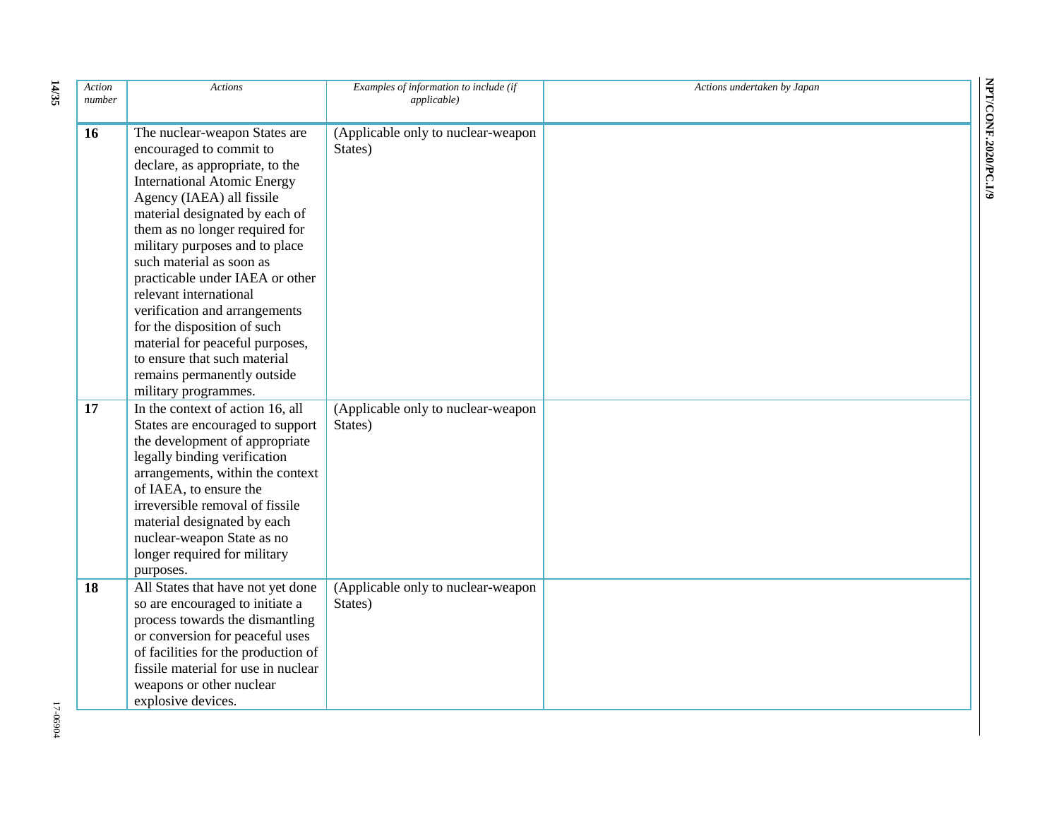| *Action number* | *Actions* | *Examples of information to include (if applicable)* | *Actions undertaken by Japan* |
|---|---|---|---|
| **16** | The nuclear-weapon States are encouraged to commit to declare, as appropriate, to the International Atomic Energy Agency (IAEA) all fissile material designated by each of them as no longer required for military purposes and to place such material as soon as practicable under IAEA or other relevant international verification and arrangements for the disposition of such material for peaceful purposes, to ensure that such material remains permanently outside military programmes. | (Applicable only to nuclear-weapon States) | |
| **17** | In the context of action 16, all States are encouraged to support the development of appropriate legally binding verification arrangements, within the context of IAEA, to ensure the irreversible removal of fissile material designated by each nuclear-weapon State as no longer required for military purposes. | (Applicable only to nuclear-weapon States) | |
| **18** | All States that have not yet done so are encouraged to initiate a process towards the dismantling or conversion for peaceful uses of facilities for the production of fissile material for use in nuclear weapons or other nuclear explosive devices. | (Applicable only to nuclear-weapon States) | |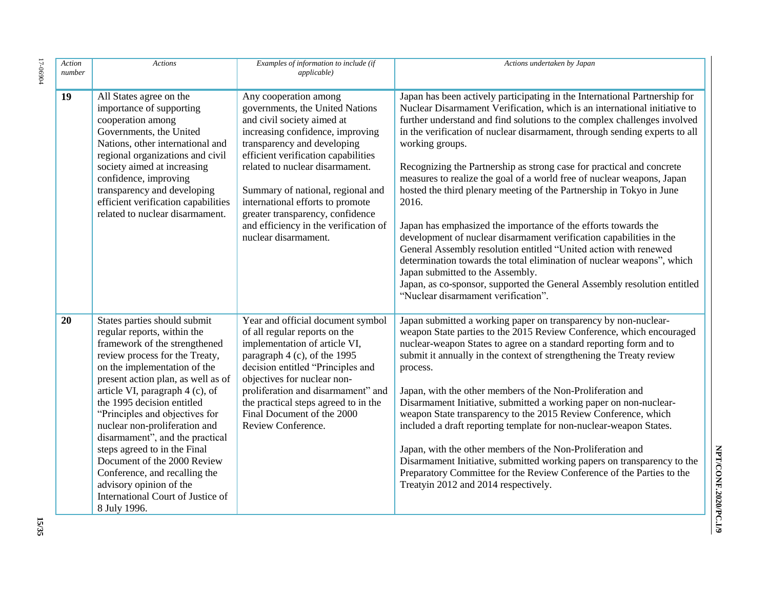| *Action number* | *Actions* | *Examples of information to include (if applicable)* | *Actions undertaken by Japan* |
|---|---|---|---|
| **19** | All States agree on the importance of supporting cooperation among Governments, the United Nations, other international and regional organizations and civil society aimed at increasing confidence, improving transparency and developing efficient verification capabilities related to nuclear disarmament. | Any cooperation among governments, the United Nations and civil society aimed at increasing confidence, improving transparency and developing efficient verification capabilities related to nuclear disarmament.<br><br>Summary of national, regional and international efforts to promote greater transparency, confidence and efficiency in the verification of nuclear disarmament. | Japan has been actively participating in the International Partnership for Nuclear Disarmament Verification, which is an international initiative to further understand and find solutions to the complex challenges involved in the verification of nuclear disarmament, through sending experts to all working groups.<br><br>Recognizing the Partnership as strong case for practical and concrete measures to realize the goal of a world free of nuclear weapons, Japan hosted the third plenary meeting of the Partnership in Tokyo in June 2016.<br><br>Japan has emphasized the importance of the efforts towards the development of nuclear disarmament verification capabilities in the General Assembly resolution entitled "United action with renewed determination towards the total elimination of nuclear weapons", which Japan submitted to the Assembly.<br>Japan, as co-sponsor, supported the General Assembly resolution entitled "Nuclear disarmament verification". |
| **20** | States parties should submit regular reports, within the framework of the strengthened review process for the Treaty, on the implementation of the present action plan, as well as of article VI, paragraph 4 (c), of the 1995 decision entitled "Principles and objectives for nuclear non-proliferation and disarmament", and the practical steps agreed to in the Final Document of the 2000 Review Conference, and recalling the advisory opinion of the International Court of Justice of 8 July 1996. | Year and official document symbol of all regular reports on the implementation of article VI, paragraph 4 (c), of the 1995 decision entitled "Principles and objectives for nuclear non-proliferation and disarmament" and the practical steps agreed to in the Final Document of the 2000 Review Conference. | Japan submitted a working paper on transparency by non-nuclear-weapon State parties to the 2015 Review Conference, which encouraged nuclear-weapon States to agree on a standard reporting form and to submit it annually in the context of strengthening the Treaty review process.<br><br>Japan, with the other members of the Non-Proliferation and Disarmament Initiative, submitted a working paper on non-nuclear-weapon State transparency to the 2015 Review Conference, which included a draft reporting template for non-nuclear-weapon States.<br><br>Japan, with the other members of the Non-Proliferation and Disarmament Initiative, submitted working papers on transparency to the Preparatory Committee for the Review Conference of the Parties to the Treatyin 2012 and 2014 respectively. |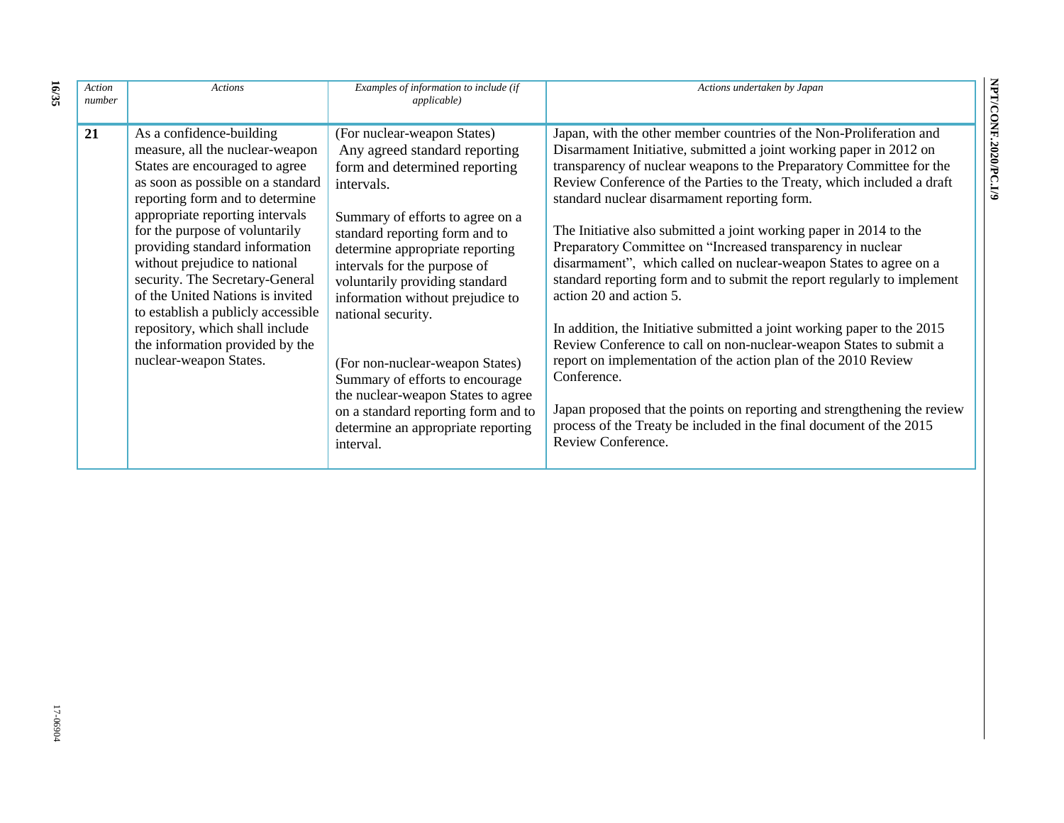| *Action number* | *Actions* | *Examples of information to include (if applicable)* | *Actions undertaken by Japan* |
|---|---|---|---|
| **21** | As a confidence-building measure, all the nuclear-weapon States are encouraged to agree as soon as possible on a standard reporting form and to determine appropriate reporting intervals for the purpose of voluntarily providing standard information without prejudice to national security. The Secretary-General of the United Nations is invited to establish a publicly accessible repository, which shall include the information provided by the nuclear-weapon States. | (For nuclear-weapon States) Any agreed standard reporting form and determined reporting intervals.<br><br>Summary of efforts to agree on a standard reporting form and to determine appropriate reporting intervals for the purpose of voluntarily providing standard information without prejudice to national security.<br><br>(For non-nuclear-weapon States) Summary of efforts to encourage the nuclear-weapon States to agree on a standard reporting form and to determine an appropriate reporting interval. | Japan, with the other member countries of the Non-Proliferation and Disarmament Initiative, submitted a joint working paper in 2012 on transparency of nuclear weapons to the Preparatory Committee for the Review Conference of the Parties to the Treaty, which included a draft standard nuclear disarmament reporting form.<br><br>The Initiative also submitted a joint working paper in 2014 to the Preparatory Committee on "Increased transparency in nuclear disarmament", which called on nuclear-weapon States to agree on a standard reporting form and to submit the report regularly to implement action 20 and action 5.<br><br>In addition, the Initiative submitted a joint working paper to the 2015 Review Conference to call on non-nuclear-weapon States to submit a report on implementation of the action plan of the 2010 Review Conference.<br><br>Japan proposed that the points on reporting and strengthening the review process of the Treaty be included in the final document of the 2015 Review Conference. |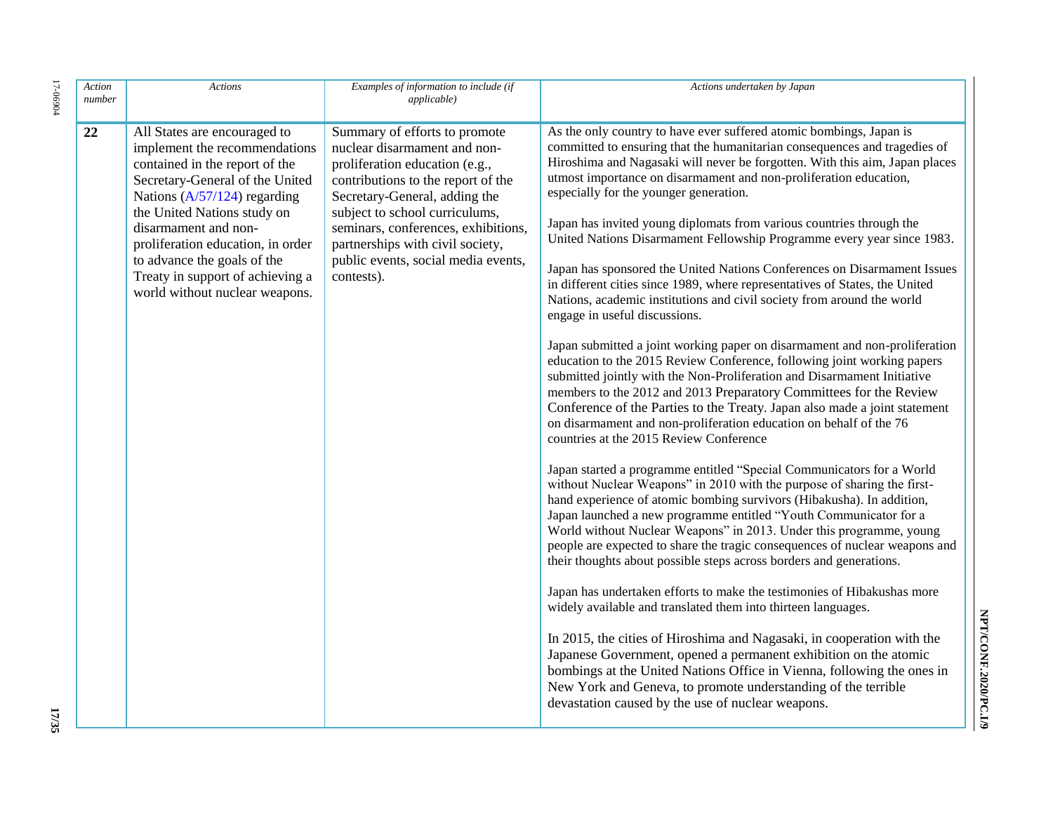| Action number | Actions | Examples of information to include (if applicable) | Actions undertaken by Japan |
|---|---|---|---|
| **22** | All States are encouraged to implement the recommendations contained in the report of the Secretary-General of the United Nations (A/57/124) regarding the United Nations study on disarmament and non-proliferation education, in order to advance the goals of the Treaty in support of achieving a world without nuclear weapons. | Summary of efforts to promote nuclear disarmament and non-proliferation education (e.g., contributions to the report of the Secretary-General, adding the subject to school curriculums, seminars, conferences, exhibitions, partnerships with civil society, public events, social media events, contests). | As the only country to have ever suffered atomic bombings, Japan is committed to ensuring that the humanitarian consequences and tragedies of Hiroshima and Nagasaki will never be forgotten. With this aim, Japan places utmost importance on disarmament and non-proliferation education, especially for the younger generation.<br><br>Japan has invited young diplomats from various countries through the United Nations Disarmament Fellowship Programme every year since 1983.<br><br>Japan has sponsored the United Nations Conferences on Disarmament Issues in different cities since 1989, where representatives of States, the United Nations, academic institutions and civil society from around the world engage in useful discussions.<br><br>Japan submitted a joint working paper on disarmament and non-proliferation education to the 2015 Review Conference, following joint working papers submitted jointly with the Non-Proliferation and Disarmament Initiative members to the 2012 and 2013 Preparatory Committees for the Review Conference of the Parties to the Treaty. Japan also made a joint statement on disarmament and non-proliferation education on behalf of the 76 countries at the 2015 Review Conference<br><br>Japan started a programme entitled "Special Communicators for a World without Nuclear Weapons" in 2010 with the purpose of sharing the first-hand experience of atomic bombing survivors (Hibakusha). In addition, Japan launched a new programme entitled "Youth Communicator for a World without Nuclear Weapons" in 2013. Under this programme, young people are expected to share the tragic consequences of nuclear weapons and their thoughts about possible steps across borders and generations.<br><br>Japan has undertaken efforts to make the testimonies of Hibakushas more widely available and translated them into thirteen languages.<br><br>In 2015, the cities of Hiroshima and Nagasaki, in cooperation with the Japanese Government, opened a permanent exhibition on the atomic bombings at the United Nations Office in Vienna, following the ones in New York and Geneva, to promote understanding of the terrible devastation caused by the use of nuclear weapons. |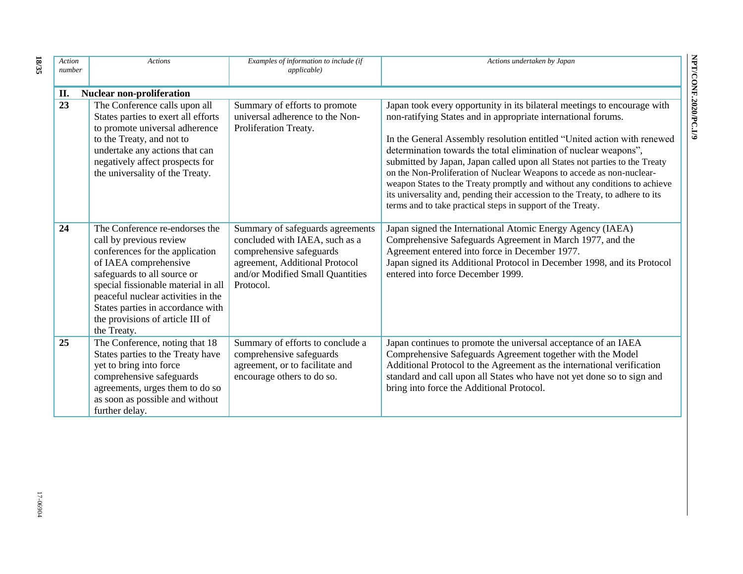| *Action number* | *Actions* | *Examples of information to include (if applicable)* | *Actions undertaken by Japan* |
|---|---|---|---|
| **II.** | **Nuclear non-proliferation** | | |
| **23** | The Conference calls upon all States parties to exert all efforts to promote universal adherence to the Treaty, and not to undertake any actions that can negatively affect prospects for the universality of the Treaty. | Summary of efforts to promote universal adherence to the Non-Proliferation Treaty. | Japan took every opportunity in its bilateral meetings to encourage with non-ratifying States and in appropriate international forums.<br><br>In the General Assembly resolution entitled "United action with renewed determination towards the total elimination of nuclear weapons", submitted by Japan, Japan called upon all States not parties to the Treaty on the Non-Proliferation of Nuclear Weapons to accede as non-nuclear-weapon States to the Treaty promptly and without any conditions to achieve its universality and, pending their accession to the Treaty, to adhere to its terms and to take practical steps in support of the Treaty. |
| **24** | The Conference re-endorses the call by previous review conferences for the application of IAEA comprehensive safeguards to all source or special fissionable material in all peaceful nuclear activities in the States parties in accordance with the provisions of article III of the Treaty. | Summary of safeguards agreements concluded with IAEA, such as a comprehensive safeguards agreement, Additional Protocol and/or Modified Small Quantities Protocol. | Japan signed the International Atomic Energy Agency (IAEA) Comprehensive Safeguards Agreement in March 1977, and the Agreement entered into force in December 1977.<br>Japan signed its Additional Protocol in December 1998, and its Protocol entered into force December 1999. |
| **25** | The Conference, noting that 18 States parties to the Treaty have yet to bring into force comprehensive safeguards agreements, urges them to do so as soon as possible and without further delay. | Summary of efforts to conclude a comprehensive safeguards agreement, or to facilitate and encourage others to do so. | Japan continues to promote the universal acceptance of an IAEA Comprehensive Safeguards Agreement together with the Model Additional Protocol to the Agreement as the international verification standard and call upon all States who have not yet done so to sign and bring into force the Additional Protocol. |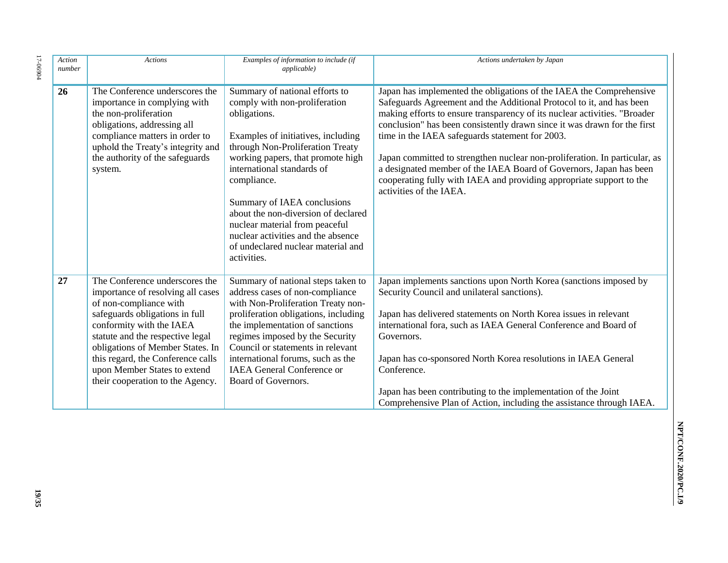| *Action number* | *Actions* | *Examples of information to include (if applicable)* | *Actions undertaken by Japan* |
|---|---|---|---|
| **26** | The Conference underscores the importance in complying with the non-proliferation obligations, addressing all compliance matters in order to uphold the Treaty's integrity and the authority of the safeguards system. | Summary of national efforts to comply with non-proliferation obligations.<br><br>Examples of initiatives, including through Non-Proliferation Treaty working papers, that promote high international standards of compliance.<br><br>Summary of IAEA conclusions about the non-diversion of declared nuclear material from peaceful nuclear activities and the absence of undeclared nuclear material and activities. | Japan has implemented the obligations of the IAEA the Comprehensive Safeguards Agreement and the Additional Protocol to it, and has been making efforts to ensure transparency of its nuclear activities. "Broader conclusion" has been consistently drawn since it was drawn for the first time in the IAEA safeguards statement for 2003.<br><br>Japan committed to strengthen nuclear non-proliferation. In particular, as a designated member of the IAEA Board of Governors, Japan has been cooperating fully with IAEA and providing appropriate support to the activities of the IAEA. |
| **27** | The Conference underscores the importance of resolving all cases of non-compliance with safeguards obligations in full conformity with the IAEA statute and the respective legal obligations of Member States. In this regard, the Conference calls upon Member States to extend their cooperation to the Agency. | Summary of national steps taken to address cases of non-compliance with Non-Proliferation Treaty non-proliferation obligations, including the implementation of sanctions regimes imposed by the Security Council or statements in relevant international forums, such as the IAEA General Conference or Board of Governors. | Japan implements sanctions upon North Korea (sanctions imposed by Security Council and unilateral sanctions).<br><br>Japan has delivered statements on North Korea issues in relevant international fora, such as IAEA General Conference and Board of Governors.<br><br>Japan has co-sponsored North Korea resolutions in IAEA General Conference.<br><br>Japan has been contributing to the implementation of the Joint Comprehensive Plan of Action, including the assistance through IAEA. |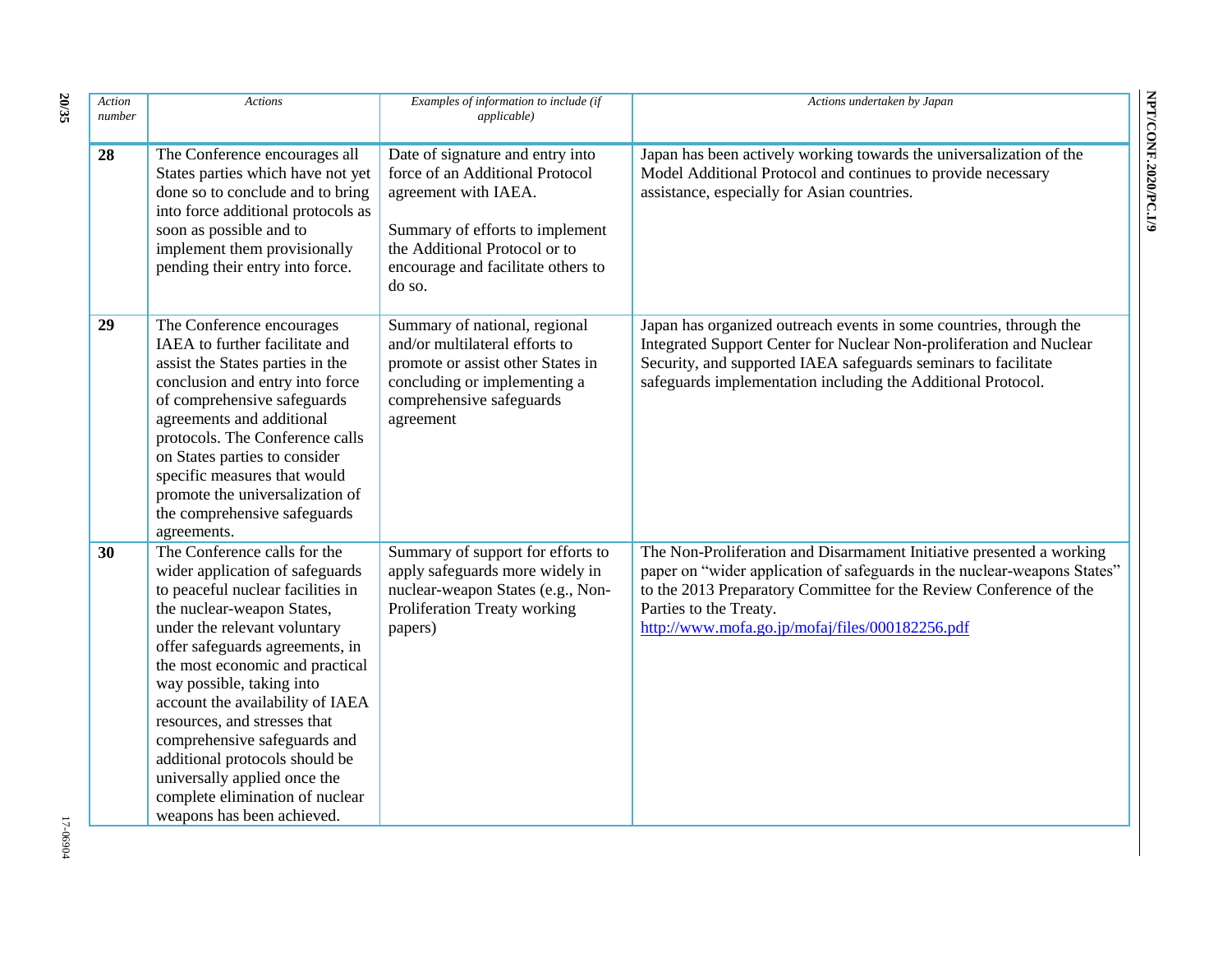| *Action number* | *Actions* | *Examples of information to include (if applicable)* | *Actions undertaken by Japan* |
|---|---|---|---|
| **28** | The Conference encourages all States parties which have not yet done so to conclude and to bring into force additional protocols as soon as possible and to implement them provisionally pending their entry into force. | Date of signature and entry into force of an Additional Protocol agreement with IAEA.<br><br>Summary of efforts to implement the Additional Protocol or to encourage and facilitate others to do so. | Japan has been actively working towards the universalization of the Model Additional Protocol and continues to provide necessary assistance, especially for Asian countries. |
| **29** | The Conference encourages IAEA to further facilitate and assist the States parties in the conclusion and entry into force of comprehensive safeguards agreements and additional protocols. The Conference calls on States parties to consider specific measures that would promote the universalization of the comprehensive safeguards agreements. | Summary of national, regional and/or multilateral efforts to promote or assist other States in concluding or implementing a comprehensive safeguards agreement | Japan has organized outreach events in some countries, through the Integrated Support Center for Nuclear Non-proliferation and Nuclear Security, and supported IAEA safeguards seminars to facilitate safeguards implementation including the Additional Protocol. |
| **30** | The Conference calls for the wider application of safeguards to peaceful nuclear facilities in the nuclear-weapon States, under the relevant voluntary offer safeguards agreements, in the most economic and practical way possible, taking into account the availability of IAEA resources, and stresses that comprehensive safeguards and additional protocols should be universally applied once the complete elimination of nuclear weapons has been achieved. | Summary of support for efforts to apply safeguards more widely in nuclear-weapon States (e.g., Non-Proliferation Treaty working papers) | The Non-Proliferation and Disarmament Initiative presented a working paper on "wider application of safeguards in the nuclear-weapons States" to the 2013 Preparatory Committee for the Review Conference of the Parties to the Treaty.<br>http://www.mofa.go.jp/mofaj/files/000182256.pdf |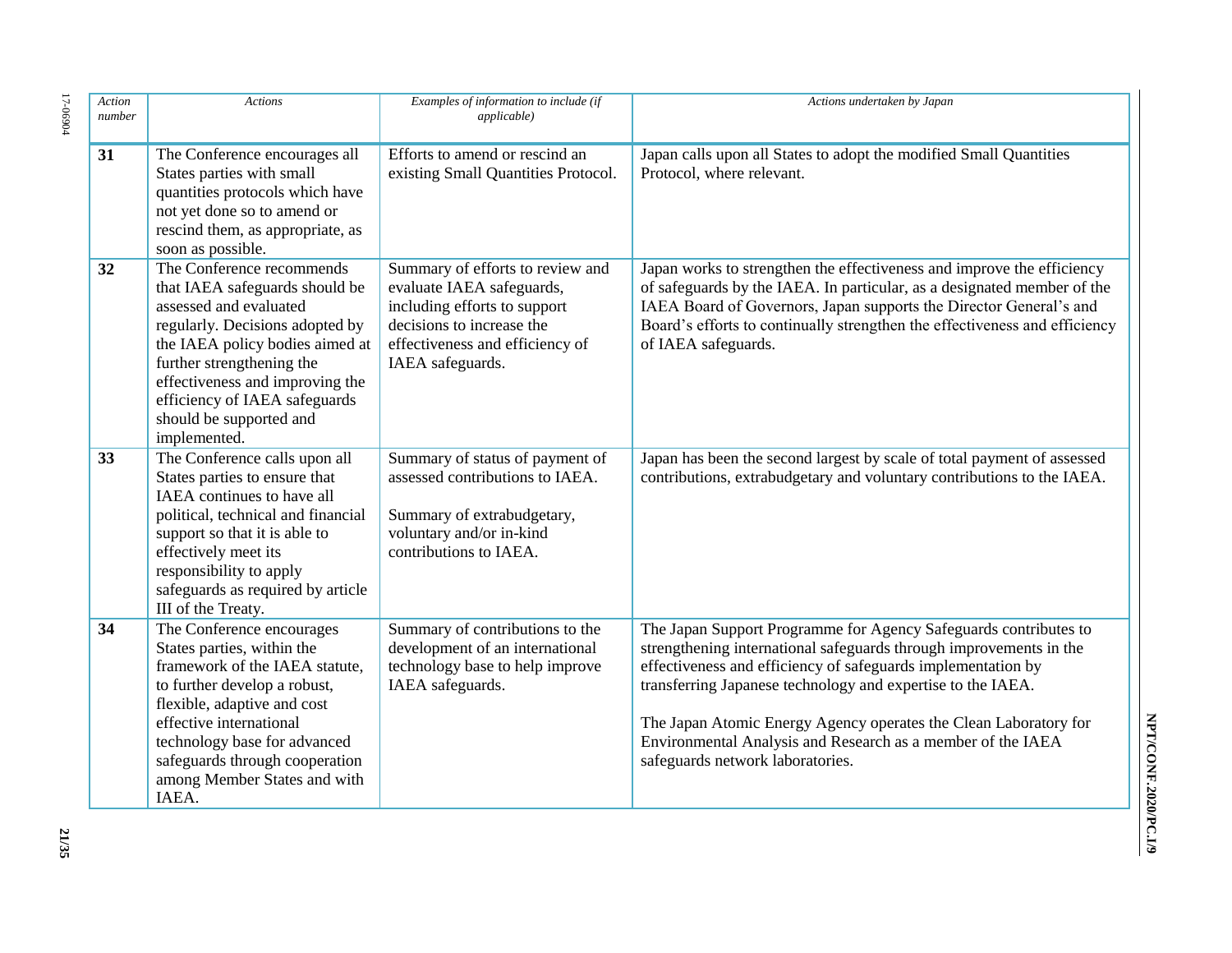| *Action number* | *Actions* | *Examples of information to include (if applicable)* | *Actions undertaken by Japan* |
|---|---|---|---|
| **31** | The Conference encourages all States parties with small quantities protocols which have not yet done so to amend or rescind them, as appropriate, as soon as possible. | Efforts to amend or rescind an existing Small Quantities Protocol. | Japan calls upon all States to adopt the modified Small Quantities Protocol, where relevant. |
| **32** | The Conference recommends that IAEA safeguards should be assessed and evaluated regularly. Decisions adopted by the IAEA policy bodies aimed at further strengthening the effectiveness and improving the efficiency of IAEA safeguards should be supported and implemented. | Summary of efforts to review and evaluate IAEA safeguards, including efforts to support decisions to increase the effectiveness and efficiency of IAEA safeguards. | Japan works to strengthen the effectiveness and improve the efficiency of safeguards by the IAEA. In particular, as a designated member of the IAEA Board of Governors, Japan supports the Director General's and Board's efforts to continually strengthen the effectiveness and efficiency of IAEA safeguards. |
| **33** | The Conference calls upon all States parties to ensure that IAEA continues to have all political, technical and financial support so that it is able to effectively meet its responsibility to apply safeguards as required by article III of the Treaty. | Summary of status of payment of assessed contributions to IAEA.<br><br>Summary of extrabudgetary, voluntary and/or in-kind contributions to IAEA. | Japan has been the second largest by scale of total payment of assessed contributions, extrabudgetary and voluntary contributions to the IAEA. |
| **34** | The Conference encourages States parties, within the framework of the IAEA statute, to further develop a robust, flexible, adaptive and cost effective international technology base for advanced safeguards through cooperation among Member States and with IAEA. | Summary of contributions to the development of an international technology base to help improve IAEA safeguards. | The Japan Support Programme for Agency Safeguards contributes to strengthening international safeguards through improvements in the effectiveness and efficiency of safeguards implementation by transferring Japanese technology and expertise to the IAEA.<br><br>The Japan Atomic Energy Agency operates the Clean Laboratory for Environmental Analysis and Research as a member of the IAEA safeguards network laboratories. |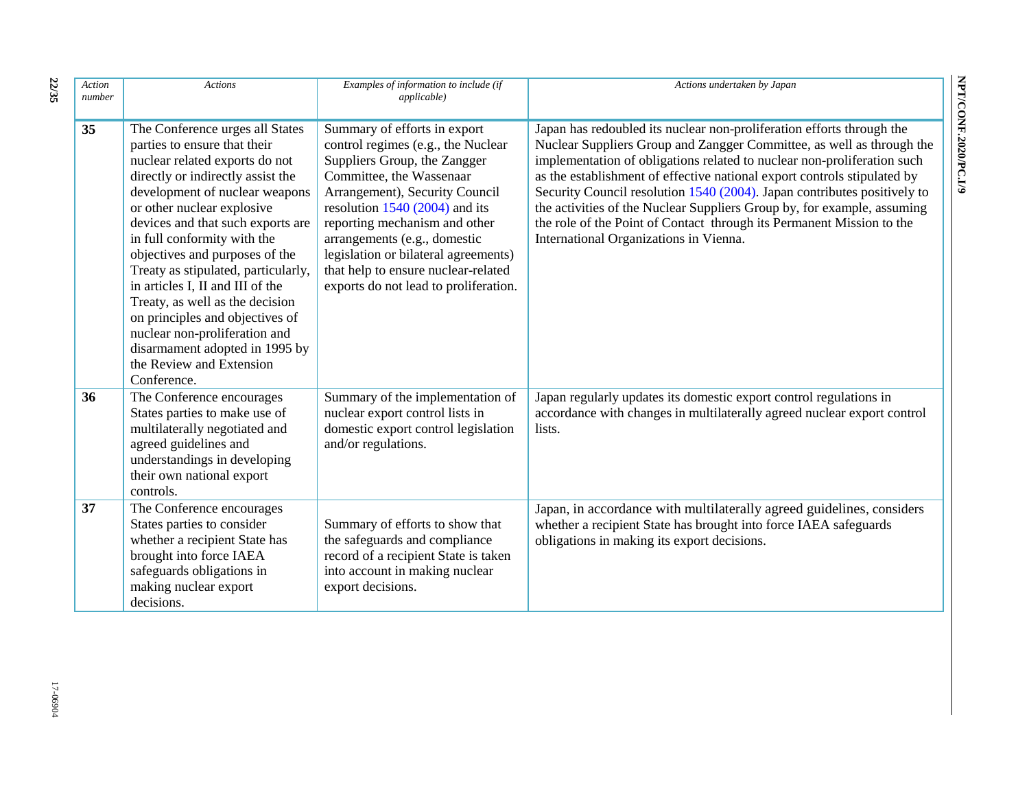| Action number | Actions | Examples of information to include (if applicable) | Actions undertaken by Japan |
| --- | --- | --- | --- |
| **35** | The Conference urges all States parties to ensure that their nuclear related exports do not directly or indirectly assist the development of nuclear weapons or other nuclear explosive devices and that such exports are in full conformity with the objectives and purposes of the Treaty as stipulated, particularly, in articles I, II and III of the Treaty, as well as the decision on principles and objectives of nuclear non-proliferation and disarmament adopted in 1995 by the Review and Extension Conference. | Summary of efforts in export control regimes (e.g., the Nuclear Suppliers Group, the Zangger Committee, the Wassenaar Arrangement), Security Council resolution 1540 (2004) and its reporting mechanism and other arrangements (e.g., domestic legislation or bilateral agreements) that help to ensure nuclear-related exports do not lead to proliferation. | Japan has redoubled its nuclear non-proliferation efforts through the Nuclear Suppliers Group and Zangger Committee, as well as through the implementation of obligations related to nuclear non-proliferation such as the establishment of effective national export controls stipulated by Security Council resolution 1540 (2004). Japan contributes positively to the activities of the Nuclear Suppliers Group by, for example, assuming the role of the Point of Contact through its Permanent Mission to the International Organizations in Vienna. |
| **36** | The Conference encourages States parties to make use of multilaterally negotiated and agreed guidelines and understandings in developing their own national export controls. | Summary of the implementation of nuclear export control lists in domestic export control legislation and/or regulations. | Japan regularly updates its domestic export control regulations in accordance with changes in multilaterally agreed nuclear export control lists. |
| **37** | The Conference encourages States parties to consider whether a recipient State has brought into force IAEA safeguards obligations in making nuclear export decisions. | Summary of efforts to show that the safeguards and compliance record of a recipient State is taken into account in making nuclear export decisions. | Japan, in accordance with multilaterally agreed guidelines, considers whether a recipient State has brought into force IAEA safeguards obligations in making its export decisions. |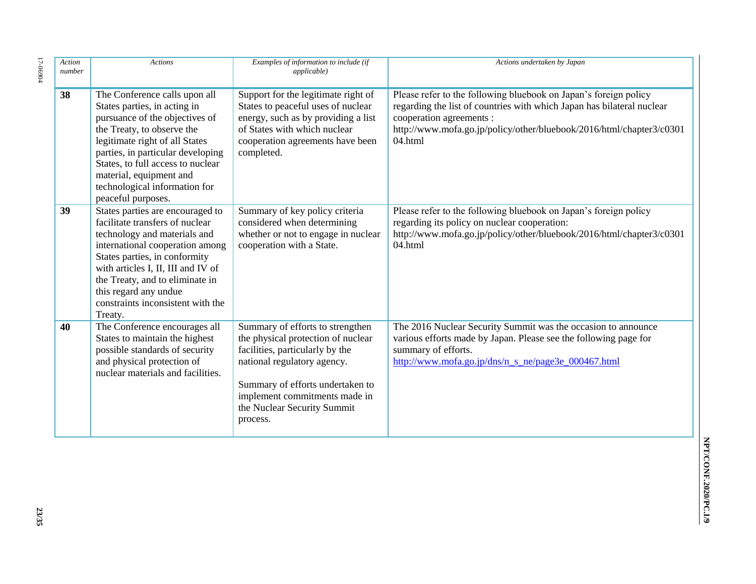| *Action number* | *Actions* | *Examples of information to include (if applicable)* | *Actions undertaken by Japan* |
|---|---|---|---|
| **38** | The Conference calls upon all States parties, in acting in pursuance of the objectives of the Treaty, to observe the legitimate right of all States parties, in particular developing States, to full access to nuclear material, equipment and technological information for peaceful purposes. | Support for the legitimate right of States to peaceful uses of nuclear energy, such as by providing a list of States with which nuclear cooperation agreements have been completed. | Please refer to the following bluebook on Japan's foreign policy regarding the list of countries with which Japan has bilateral nuclear cooperation agreements : http://www.mofa.go.jp/policy/other/bluebook/2016/html/chapter3/c030104.html |
| **39** | States parties are encouraged to facilitate transfers of nuclear technology and materials and international cooperation among States parties, in conformity with articles I, II, III and IV of the Treaty, and to eliminate in this regard any undue constraints inconsistent with the Treaty. | Summary of key policy criteria considered when determining whether or not to engage in nuclear cooperation with a State. | Please refer to the following bluebook on Japan's foreign policy regarding its policy on nuclear cooperation: http://www.mofa.go.jp/policy/other/bluebook/2016/html/chapter3/c030104.html |
| **40** | The Conference encourages all States to maintain the highest possible standards of security and physical protection of nuclear materials and facilities. | Summary of efforts to strengthen the physical protection of nuclear facilities, particularly by the national regulatory agency.<br><br>Summary of efforts undertaken to implement commitments made in the Nuclear Security Summit process. | The 2016 Nuclear Security Summit was the occasion to announce various efforts made by Japan. Please see the following page for summary of efforts. http://www.mofa.go.jp/dns/n_s_ne/page3e_000467.html |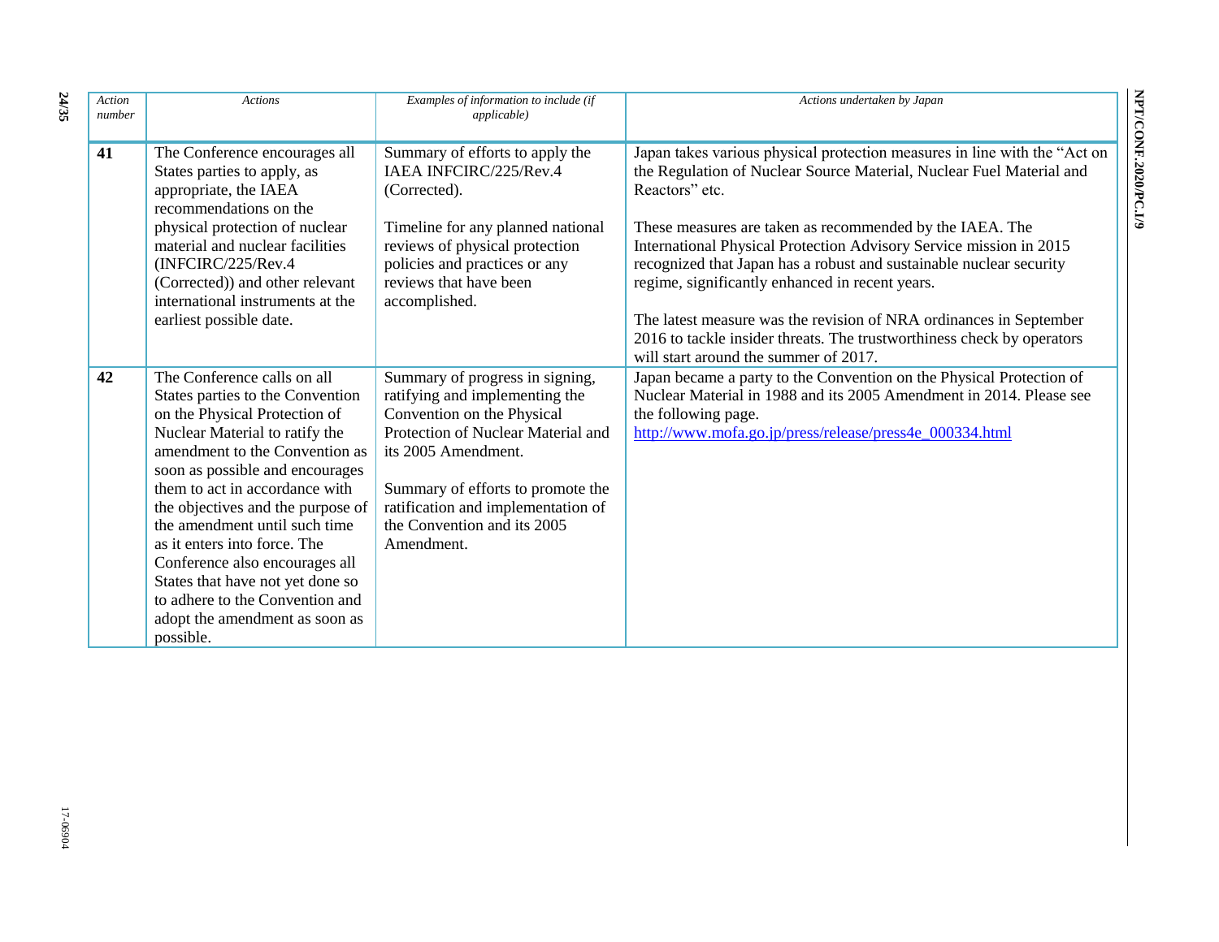| *Action number* | *Actions* | *Examples of information to include (if applicable)* | *Actions undertaken by Japan* |
|---|---|---|---|
| **41** | The Conference encourages all States parties to apply, as appropriate, the IAEA recommendations on the physical protection of nuclear material and nuclear facilities (INFCIRC/225/Rev.4 (Corrected)) and other relevant international instruments at the earliest possible date. | Summary of efforts to apply the IAEA INFCIRC/225/Rev.4 (Corrected).<br><br>Timeline for any planned national reviews of physical protection policies and practices or any reviews that have been accomplished. | Japan takes various physical protection measures in line with the "Act on the Regulation of Nuclear Source Material, Nuclear Fuel Material and Reactors" etc.<br><br>These measures are taken as recommended by the IAEA. The International Physical Protection Advisory Service mission in 2015 recognized that Japan has a robust and sustainable nuclear security regime, significantly enhanced in recent years.<br><br>The latest measure was the revision of NRA ordinances in September 2016 to tackle insider threats. The trustworthiness check by operators will start around the summer of 2017. |
| **42** | The Conference calls on all States parties to the Convention on the Physical Protection of Nuclear Material to ratify the amendment to the Convention as soon as possible and encourages them to act in accordance with the objectives and the purpose of the amendment until such time as it enters into force. The Conference also encourages all States that have not yet done so to adhere to the Convention and adopt the amendment as soon as possible. | Summary of progress in signing, ratifying and implementing the Convention on the Physical Protection of Nuclear Material and its 2005 Amendment.<br><br>Summary of efforts to promote the ratification and implementation of the Convention and its 2005 Amendment. | Japan became a party to the Convention on the Physical Protection of Nuclear Material in 1988 and its 2005 Amendment in 2014. Please see the following page.<br>http://www.mofa.go.jp/press/release/press4e_000334.html |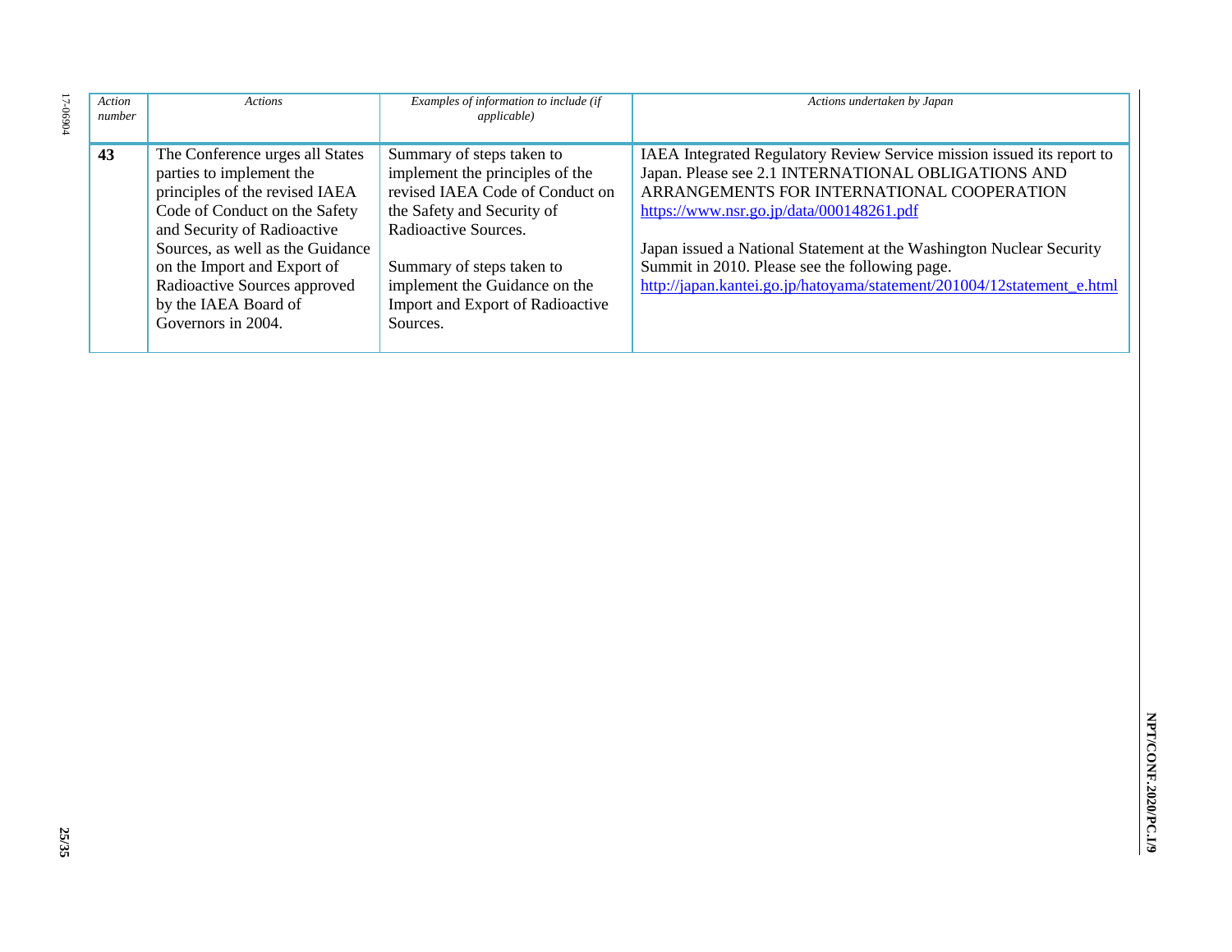| *Action number* | *Actions* | *Examples of information to include (if applicable)* | *Actions undertaken by Japan* |
|---|---|---|---|
| **43** | The Conference urges all States parties to implement the principles of the revised IAEA Code of Conduct on the Safety and Security of Radioactive Sources, as well as the Guidance on the Import and Export of Radioactive Sources approved by the IAEA Board of Governors in 2004. | Summary of steps taken to implement the principles of the revised IAEA Code of Conduct on the Safety and Security of Radioactive Sources.<br><br>Summary of steps taken to implement the Guidance on the Import and Export of Radioactive Sources. | IAEA Integrated Regulatory Review Service mission issued its report to Japan. Please see 2.1 INTERNATIONAL OBLIGATIONS AND ARRANGEMENTS FOR INTERNATIONAL COOPERATION<br>https://www.nsr.go.jp/data/000148261.pdf<br><br>Japan issued a National Statement at the Washington Nuclear Security Summit in 2010. Please see the following page.<br>http://japan.kantei.go.jp/hatoyama/statement/201004/12statement_e.html |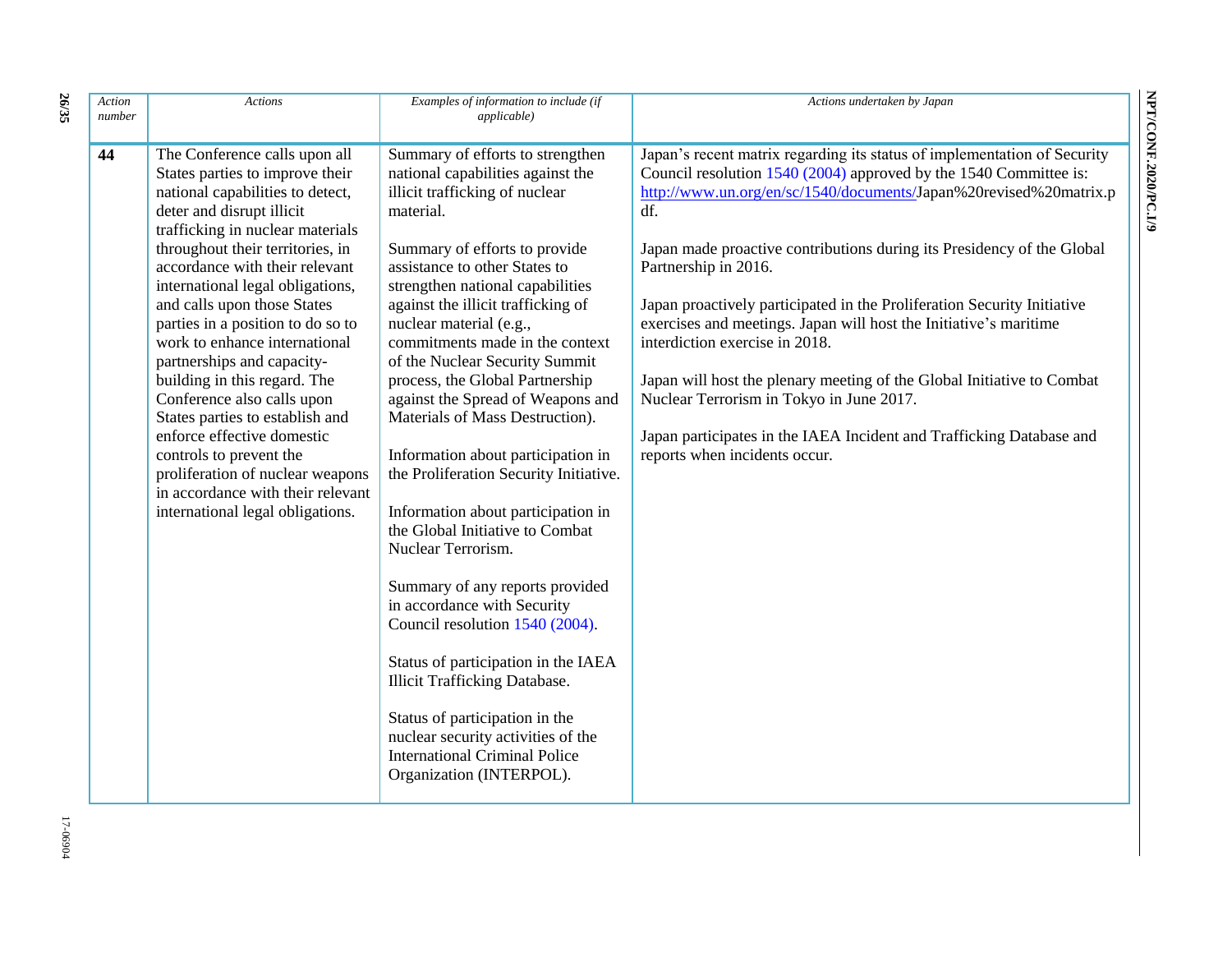| Action number | Actions | Examples of information to include (if applicable) | Actions undertaken by Japan |
|---|---|---|---|
| **44** | The Conference calls upon all States parties to improve their national capabilities to detect, deter and disrupt illicit trafficking in nuclear materials throughout their territories, in accordance with their relevant international legal obligations, and calls upon those States parties in a position to do so to work to enhance international partnerships and capacity-building in this regard. The Conference also calls upon States parties to establish and enforce effective domestic controls to prevent the proliferation of nuclear weapons in accordance with their relevant international legal obligations. | Summary of efforts to strengthen national capabilities against the illicit trafficking of nuclear material.<br><br>Summary of efforts to provide assistance to other States to strengthen national capabilities against the illicit trafficking of nuclear material (e.g., commitments made in the context of the Nuclear Security Summit process, the Global Partnership against the Spread of Weapons and Materials of Mass Destruction).<br><br>Information about participation in the Proliferation Security Initiative.<br><br>Information about participation in the Global Initiative to Combat Nuclear Terrorism.<br><br>Summary of any reports provided in accordance with Security Council resolution 1540 (2004).<br><br>Status of participation in the IAEA Illicit Trafficking Database.<br><br>Status of participation in the nuclear security activities of the International Criminal Police Organization (INTERPOL). | Japan's recent matrix regarding its status of implementation of Security Council resolution 1540 (2004) approved by the 1540 Committee is: http://www.un.org/en/sc/1540/documents/Japan%20revised%20matrix.pdf.<br><br>Japan made proactive contributions during its Presidency of the Global Partnership in 2016.<br><br>Japan proactively participated in the Proliferation Security Initiative exercises and meetings. Japan will host the Initiative's maritime interdiction exercise in 2018.<br><br>Japan will host the plenary meeting of the Global Initiative to Combat Nuclear Terrorism in Tokyo in June 2017.<br><br>Japan participates in the IAEA Incident and Trafficking Database and reports when incidents occur. |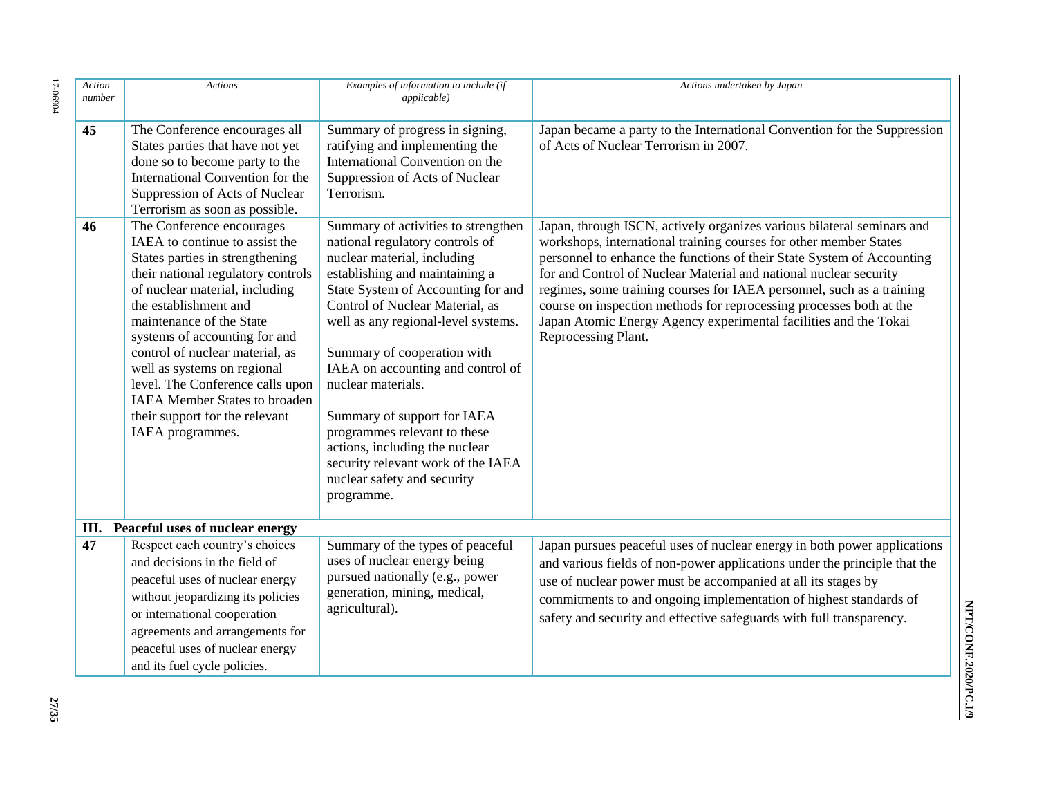| *Action number* | *Actions* | *Examples of information to include (if applicable)* | *Actions undertaken by Japan* |
|---|---|---|---|
| **45** | The Conference encourages all States parties that have not yet done so to become party to the International Convention for the Suppression of Acts of Nuclear Terrorism as soon as possible. | Summary of progress in signing, ratifying and implementing the International Convention on the Suppression of Acts of Nuclear Terrorism. | Japan became a party to the International Convention for the Suppression of Acts of Nuclear Terrorism in 2007. |
| **46** | The Conference encourages IAEA to continue to assist the States parties in strengthening their national regulatory controls of nuclear material, including the establishment and maintenance of the State systems of accounting for and control of nuclear material, as well as systems on regional level. The Conference calls upon IAEA Member States to broaden their support for the relevant IAEA programmes. | Summary of activities to strengthen national regulatory controls of nuclear material, including establishing and maintaining a State System of Accounting for and Control of Nuclear Material, as well as any regional-level systems.<br><br>Summary of cooperation with IAEA on accounting and control of nuclear materials.<br><br>Summary of support for IAEA programmes relevant to these actions, including the nuclear security relevant work of the IAEA nuclear safety and security programme. | Japan, through ISCN, actively organizes various bilateral seminars and workshops, international training courses for other member States personnel to enhance the functions of their State System of Accounting for and Control of Nuclear Material and national nuclear security regimes, some training courses for IAEA personnel, such as a training course on inspection methods for reprocessing processes both at the Japan Atomic Energy Agency experimental facilities and the Tokai Reprocessing Plant. |
| **III. Peaceful uses of nuclear energy** | | | |
| **47** | Respect each country's choices and decisions in the field of peaceful uses of nuclear energy without jeopardizing its policies or international cooperation agreements and arrangements for peaceful uses of nuclear energy and its fuel cycle policies. | Summary of the types of peaceful uses of nuclear energy being pursued nationally (e.g., power generation, mining, medical, agricultural). | Japan pursues peaceful uses of nuclear energy in both power applications and various fields of non-power applications under the principle that the use of nuclear power must be accompanied at all its stages by commitments to and ongoing implementation of highest standards of safety and security and effective safeguards with full transparency. |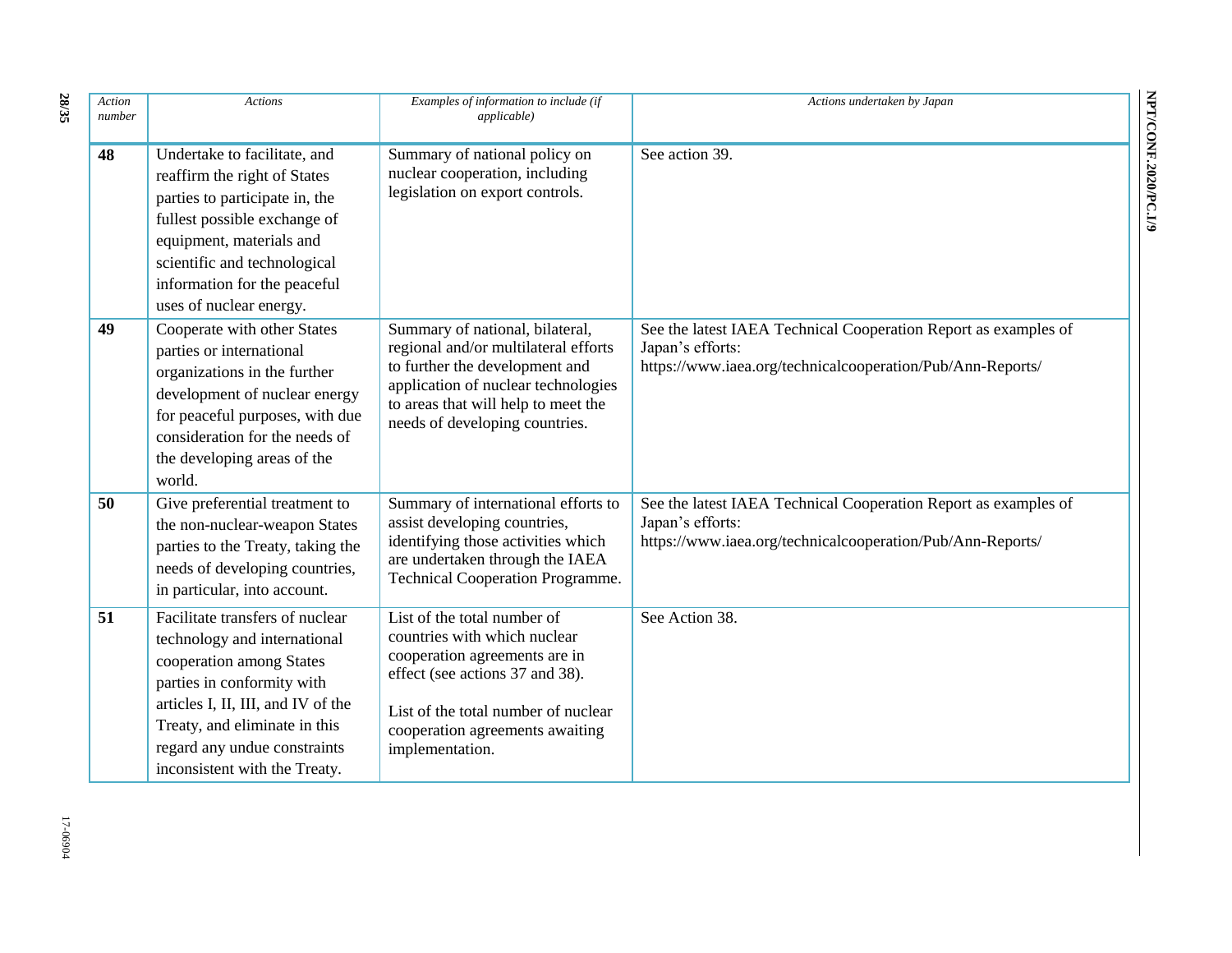| *Action number* | *Actions* | *Examples of information to include (if applicable)* | *Actions undertaken by Japan* |
|---|---|---|---|
| **48** | Undertake to facilitate, and reaffirm the right of States parties to participate in, the fullest possible exchange of equipment, materials and scientific and technological information for the peaceful uses of nuclear energy. | Summary of national policy on nuclear cooperation, including legislation on export controls. | See action 39. |
| **49** | Cooperate with other States parties or international organizations in the further development of nuclear energy for peaceful purposes, with due consideration for the needs of the developing areas of the world. | Summary of national, bilateral, regional and/or multilateral efforts to further the development and application of nuclear technologies to areas that will help to meet the needs of developing countries. | See the latest IAEA Technical Cooperation Report as examples of Japan's efforts: https://www.iaea.org/technicalcooperation/Pub/Ann-Reports/ |
| **50** | Give preferential treatment to the non-nuclear-weapon States parties to the Treaty, taking the needs of developing countries, in particular, into account. | Summary of international efforts to assist developing countries, identifying those activities which are undertaken through the IAEA Technical Cooperation Programme. | See the latest IAEA Technical Cooperation Report as examples of Japan's efforts: https://www.iaea.org/technicalcooperation/Pub/Ann-Reports/ |
| **51** | Facilitate transfers of nuclear technology and international cooperation among States parties in conformity with articles I, II, III, and IV of the Treaty, and eliminate in this regard any undue constraints inconsistent with the Treaty. | List of the total number of countries with which nuclear cooperation agreements are in effect (see actions 37 and 38).<br><br>List of the total number of nuclear cooperation agreements awaiting implementation. | See Action 38. |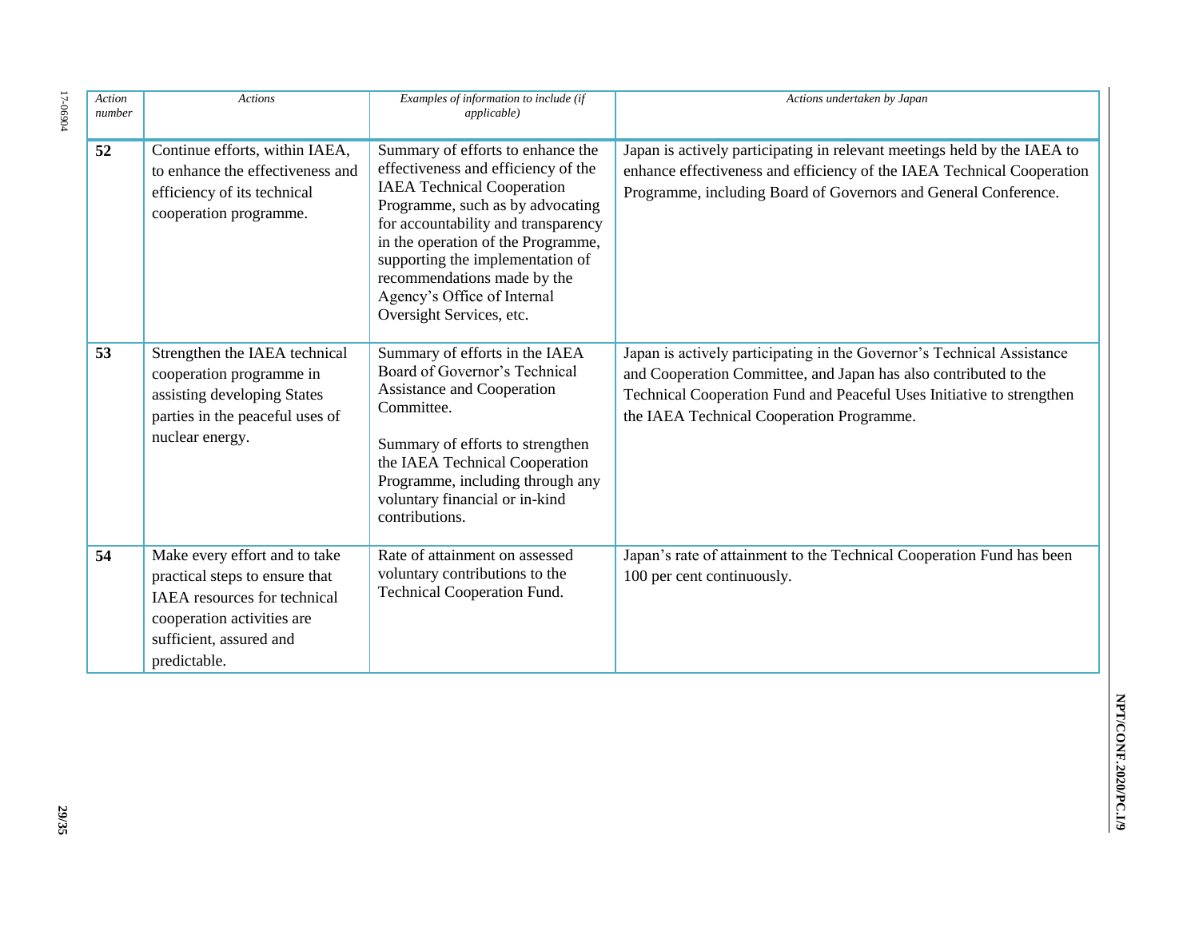| *Action number* | *Actions* | *Examples of information to include (if applicable)* | *Actions undertaken by Japan* |
|---|---|---|---|
| **52** | Continue efforts, within IAEA, to enhance the effectiveness and efficiency of its technical cooperation programme. | Summary of efforts to enhance the effectiveness and efficiency of the IAEA Technical Cooperation Programme, such as by advocating for accountability and transparency in the operation of the Programme, supporting the implementation of recommendations made by the Agency's Office of Internal Oversight Services, etc. | Japan is actively participating in relevant meetings held by the IAEA to enhance effectiveness and efficiency of the IAEA Technical Cooperation Programme, including Board of Governors and General Conference. |
| **53** | Strengthen the IAEA technical cooperation programme in assisting developing States parties in the peaceful uses of nuclear energy. | Summary of efforts in the IAEA Board of Governor's Technical Assistance and Cooperation Committee.<br><br>Summary of efforts to strengthen the IAEA Technical Cooperation Programme, including through any voluntary financial or in-kind contributions. | Japan is actively participating in the Governor's Technical Assistance and Cooperation Committee, and Japan has also contributed to the Technical Cooperation Fund and Peaceful Uses Initiative to strengthen the IAEA Technical Cooperation Programme. |
| **54** | Make every effort and to take practical steps to ensure that IAEA resources for technical cooperation activities are sufficient, assured and predictable. | Rate of attainment on assessed voluntary contributions to the Technical Cooperation Fund. | Japan's rate of attainment to the Technical Cooperation Fund has been 100 per cent continuously. |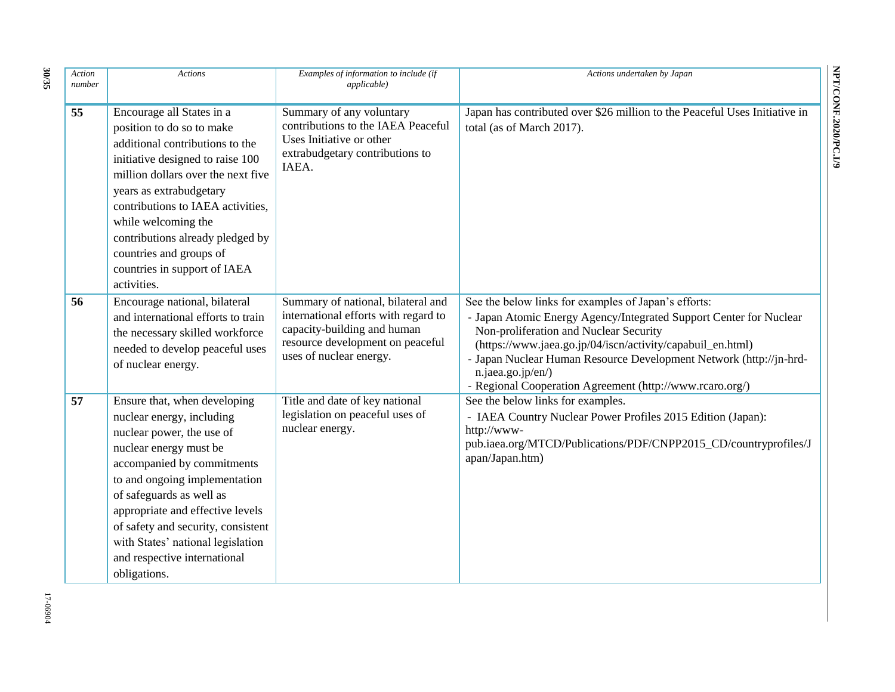| *Action number* | *Actions* | *Examples of information to include (if applicable)* | *Actions undertaken by Japan* |
|---|---|---|---|
| **55** | Encourage all States in a position to do so to make additional contributions to the initiative designed to raise 100 million dollars over the next five years as extrabudgetary contributions to IAEA activities, while welcoming the contributions already pledged by countries and groups of countries in support of IAEA activities. | Summary of any voluntary contributions to the IAEA Peaceful Uses Initiative or other extrabudgetary contributions to IAEA. | Japan has contributed over $26 million to the Peaceful Uses Initiative in total (as of March 2017). |
| **56** | Encourage national, bilateral and international efforts to train the necessary skilled workforce needed to develop peaceful uses of nuclear energy. | Summary of national, bilateral and international efforts with regard to capacity-building and human resource development on peaceful uses of nuclear energy. | See the below links for examples of Japan's efforts:<br>- Japan Atomic Energy Agency/Integrated Support Center for Nuclear Non-proliferation and Nuclear Security (https://www.jaea.go.jp/04/iscn/activity/capabuil_en.html)<br>- Japan Nuclear Human Resource Development Network (http://jn-hrd-n.jaea.go.jp/en/)<br>- Regional Cooperation Agreement (http://www.rcaro.org/) |
| **57** | Ensure that, when developing nuclear energy, including nuclear power, the use of nuclear energy must be accompanied by commitments to and ongoing implementation of safeguards as well as appropriate and effective levels of safety and security, consistent with States' national legislation and respective international obligations. | Title and date of key national legislation on peaceful uses of nuclear energy. | See the below links for examples.<br>- IAEA Country Nuclear Power Profiles 2015 Edition (Japan): http://www-pub.iaea.org/MTCD/Publications/PDF/CNPP2015_CD/countryprofiles/Japan/Japan.htm) |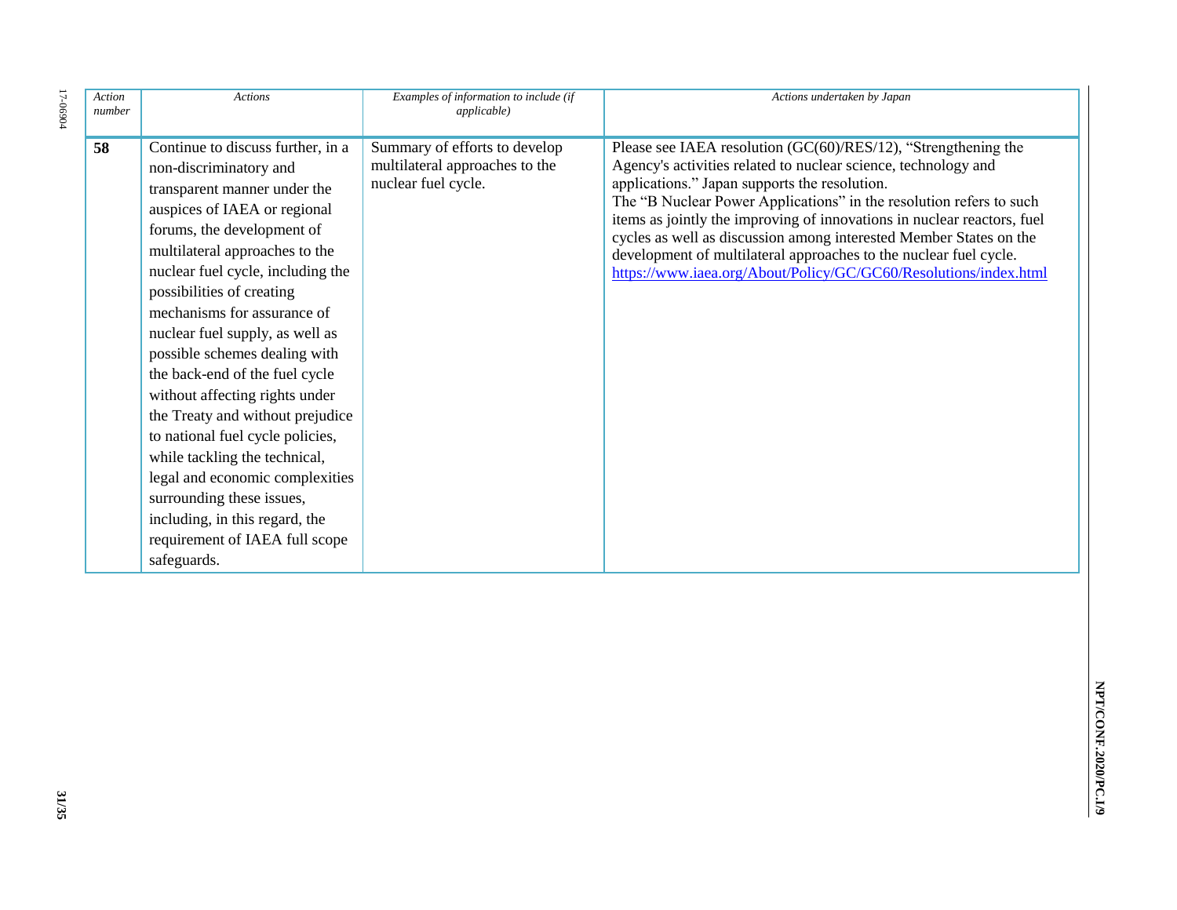| *Action number* | *Actions* | *Examples of information to include (if applicable)* | *Actions undertaken by Japan* |
|---|---|---|---|
| **58** | Continue to discuss further, in a non-discriminatory and transparent manner under the auspices of IAEA or regional forums, the development of multilateral approaches to the nuclear fuel cycle, including the possibilities of creating mechanisms for assurance of nuclear fuel supply, as well as possible schemes dealing with the back-end of the fuel cycle without affecting rights under the Treaty and without prejudice to national fuel cycle policies, while tackling the technical, legal and economic complexities surrounding these issues, including, in this regard, the requirement of IAEA full scope safeguards. | Summary of efforts to develop multilateral approaches to the nuclear fuel cycle. | Please see IAEA resolution (GC(60)/RES/12), "Strengthening the Agency's activities related to nuclear science, technology and applications." Japan supports the resolution.<br>The "B Nuclear Power Applications" in the resolution refers to such items as jointly the improving of innovations in nuclear reactors, fuel cycles as well as discussion among interested Member States on the development of multilateral approaches to the nuclear fuel cycle.<br>https://www.iaea.org/About/Policy/GC/GC60/Resolutions/index.html |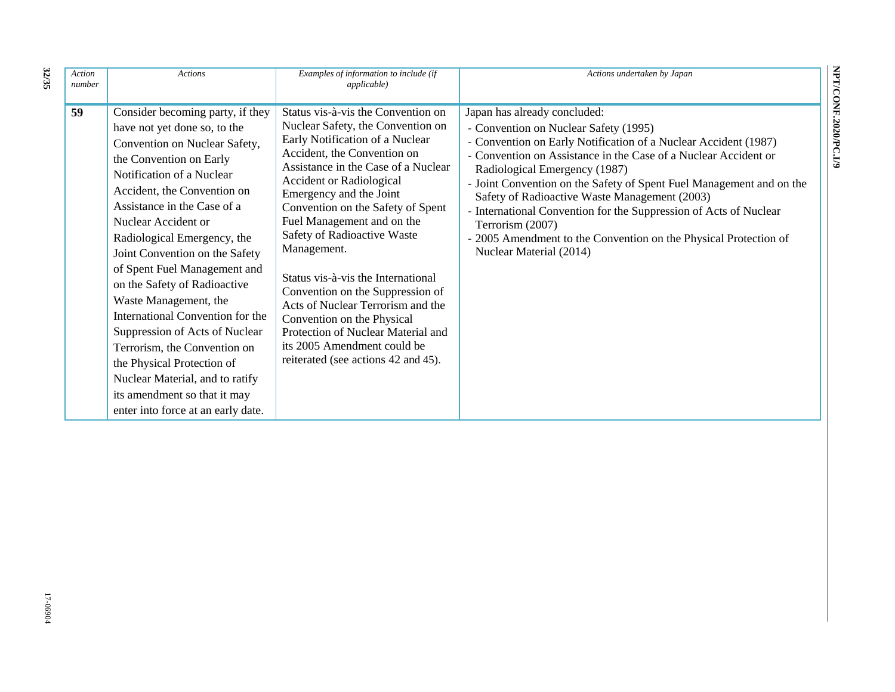| Action number | Actions | Examples of information to include (if applicable) | Actions undertaken by Japan |
|---|---|---|---|
| **59** | Consider becoming party, if they have not yet done so, to the Convention on Nuclear Safety, the Convention on Early Notification of a Nuclear Accident, the Convention on Assistance in the Case of a Nuclear Accident or Radiological Emergency, the Joint Convention on the Safety of Spent Fuel Management and on the Safety of Radioactive Waste Management, the International Convention for the Suppression of Acts of Nuclear Terrorism, the Convention on the Physical Protection of Nuclear Material, and to ratify its amendment so that it may enter into force at an early date. | Status vis-à-vis the Convention on Nuclear Safety, the Convention on Early Notification of a Nuclear Accident, the Convention on Assistance in the Case of a Nuclear Accident or Radiological Emergency and the Joint Convention on the Safety of Spent Fuel Management and on the Safety of Radioactive Waste Management.<br><br>Status vis-à-vis the International Convention on the Suppression of Acts of Nuclear Terrorism and the Convention on the Physical Protection of Nuclear Material and its 2005 Amendment could be reiterated (see actions 42 and 45). | Japan has already concluded:<br>- Convention on Nuclear Safety (1995)<br>- Convention on Early Notification of a Nuclear Accident (1987)<br>- Convention on Assistance in the Case of a Nuclear Accident or Radiological Emergency (1987)<br>- Joint Convention on the Safety of Spent Fuel Management and on the Safety of Radioactive Waste Management (2003)<br>- International Convention for the Suppression of Acts of Nuclear Terrorism (2007)<br>- 2005 Amendment to the Convention on the Physical Protection of Nuclear Material (2014) |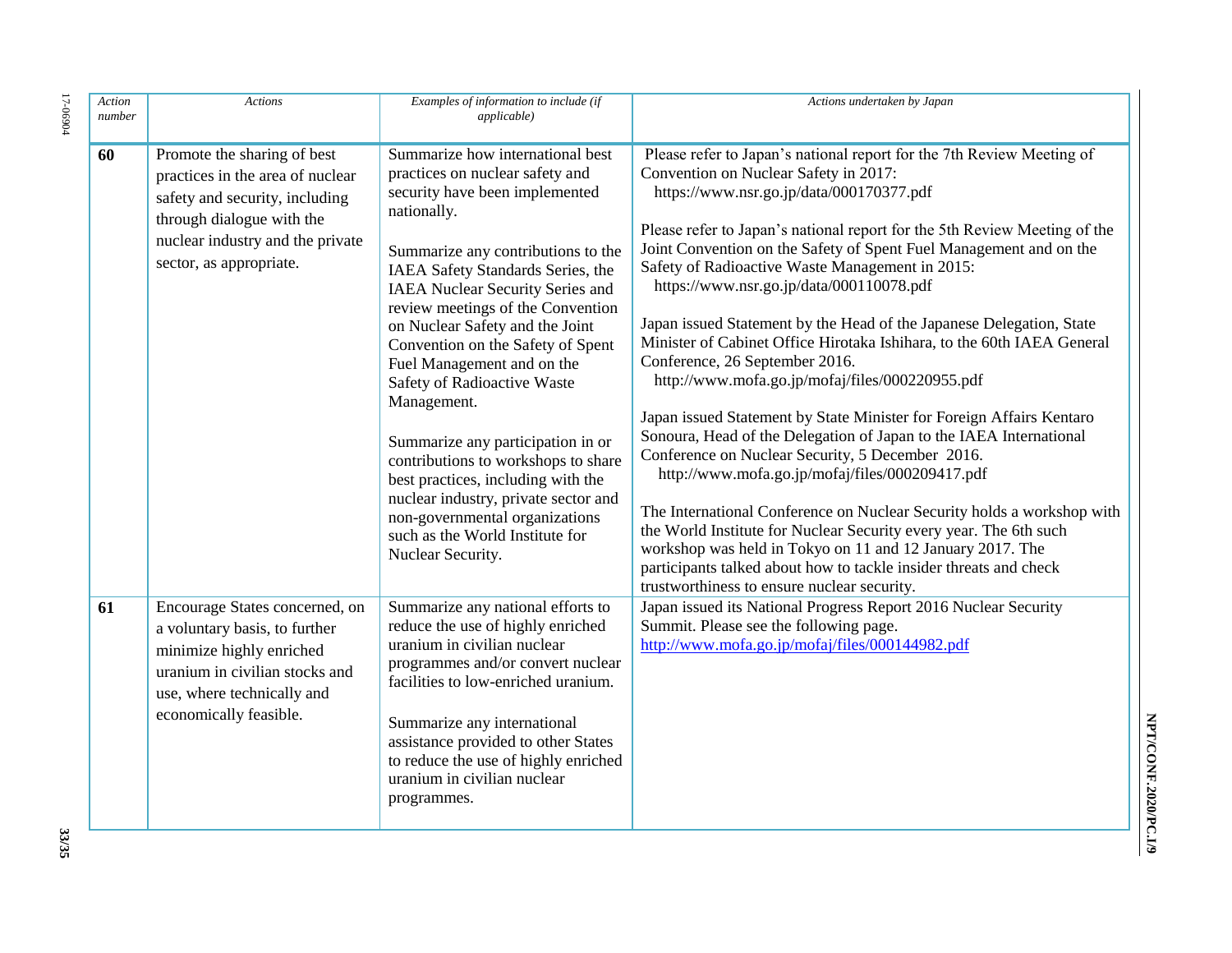| Action number | Actions | Examples of information to include (if applicable) | Actions undertaken by Japan |
|---|---|---|---|
| **60** | Promote the sharing of best practices in the area of nuclear safety and security, including through dialogue with the nuclear industry and the private sector, as appropriate. | Summarize how international best practices on nuclear safety and security have been implemented nationally.<br><br>Summarize any contributions to the IAEA Safety Standards Series, the IAEA Nuclear Security Series and review meetings of the Convention on Nuclear Safety and the Joint Convention on the Safety of Spent Fuel Management and on the Safety of Radioactive Waste Management.<br><br>Summarize any participation in or contributions to workshops to share best practices, including with the nuclear industry, private sector and non-governmental organizations such as the World Institute for Nuclear Security. | Please refer to Japan's national report for the 7th Review Meeting of Convention on Nuclear Safety in 2017: https://www.nsr.go.jp/data/000170377.pdf<br><br>Please refer to Japan's national report for the 5th Review Meeting of the Joint Convention on the Safety of Spent Fuel Management and on the Safety of Radioactive Waste Management in 2015: https://www.nsr.go.jp/data/000110078.pdf<br><br>Japan issued Statement by the Head of the Japanese Delegation, State Minister of Cabinet Office Hirotaka Ishihara, to the 60th IAEA General Conference, 26 September 2016. http://www.mofa.go.jp/mofaj/files/000220955.pdf<br><br>Japan issued Statement by State Minister for Foreign Affairs Kentaro Sonoura, Head of the Delegation of Japan to the IAEA International Conference on Nuclear Security, 5 December 2016. http://www.mofa.go.jp/mofaj/files/000209417.pdf<br><br>The International Conference on Nuclear Security holds a workshop with the World Institute for Nuclear Security every year. The 6th such workshop was held in Tokyo on 11 and 12 January 2017. The participants talked about how to tackle insider threats and check trustworthiness to ensure nuclear security. |
| **61** | Encourage States concerned, on a voluntary basis, to further minimize highly enriched uranium in civilian stocks and use, where technically and economically feasible. | Summarize any national efforts to reduce the use of highly enriched uranium in civilian nuclear programmes and/or convert nuclear facilities to low-enriched uranium.<br><br>Summarize any international assistance provided to other States to reduce the use of highly enriched uranium in civilian nuclear programmes. | Japan issued its National Progress Report 2016 Nuclear Security Summit. Please see the following page. http://www.mofa.go.jp/mofaj/files/000144982.pdf |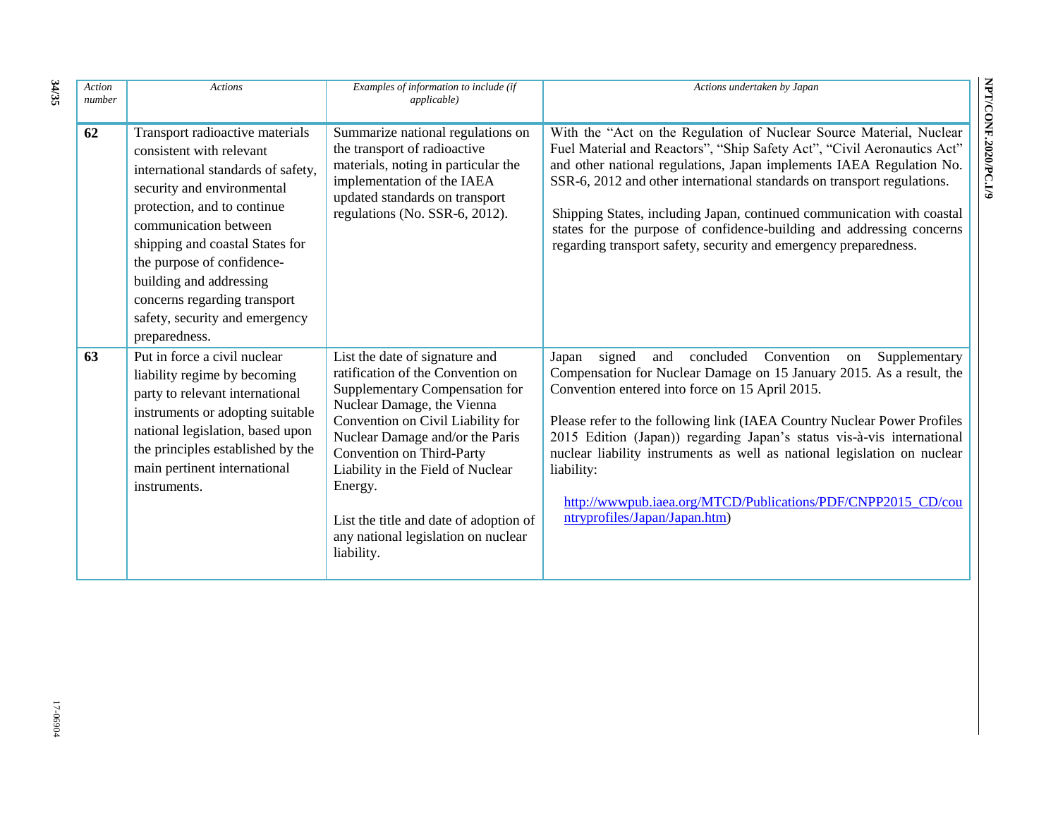| *Action number* | *Actions* | *Examples of information to include (if applicable)* | *Actions undertaken by Japan* |
|---|---|---|---|
| **62** | Transport radioactive materials consistent with relevant international standards of safety, security and environmental protection, and to continue communication between shipping and coastal States for the purpose of confidence-building and addressing concerns regarding transport safety, security and emergency preparedness. | Summarize national regulations on the transport of radioactive materials, noting in particular the implementation of the IAEA updated standards on transport regulations (No. SSR-6, 2012). | With the "Act on the Regulation of Nuclear Source Material, Nuclear Fuel Material and Reactors", "Ship Safety Act", "Civil Aeronautics Act" and other national regulations, Japan implements IAEA Regulation No. SSR-6, 2012 and other international standards on transport regulations.<br><br>Shipping States, including Japan, continued communication with coastal states for the purpose of confidence-building and addressing concerns regarding transport safety, security and emergency preparedness. |
| **63** | Put in force a civil nuclear liability regime by becoming party to relevant international instruments or adopting suitable national legislation, based upon the principles established by the main pertinent international instruments. | List the date of signature and ratification of the Convention on Supplementary Compensation for Nuclear Damage, the Vienna Convention on Civil Liability for Nuclear Damage and/or the Paris Convention on Third-Party Liability in the Field of Nuclear Energy.<br><br>List the title and date of adoption of any national legislation on nuclear liability. | Japan signed and concluded Convention on Supplementary Compensation for Nuclear Damage on 15 January 2015. As a result, the Convention entered into force on 15 April 2015.<br><br>Please refer to the following link (IAEA Country Nuclear Power Profiles 2015 Edition (Japan)) regarding Japan's status vis-à-vis international nuclear liability instruments as well as national legislation on nuclear liability:<br><br>http://wwwpub.iaea.org/MTCD/Publications/PDF/CNPP2015_CD/countryprofiles/Japan/Japan.htm) |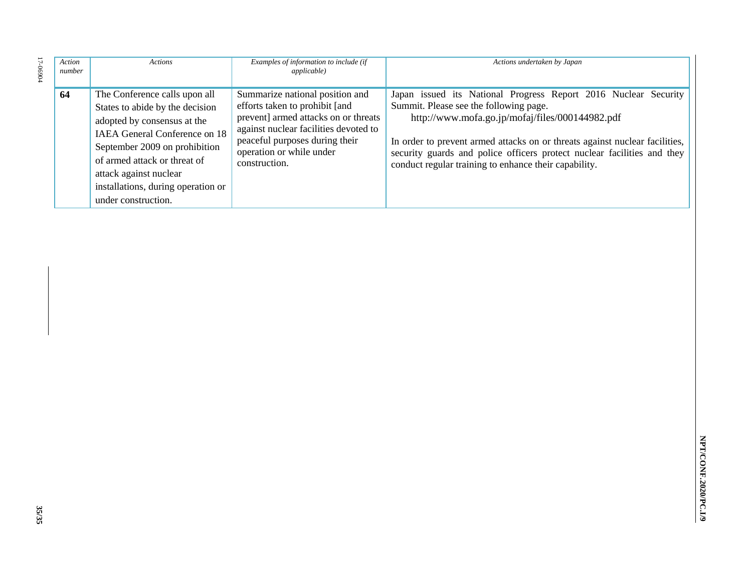| *Action number* | *Actions* | *Examples of information to include (if applicable)* | *Actions undertaken by Japan* |
|---|---|---|---|
| **64** | The Conference calls upon all States to abide by the decision adopted by consensus at the IAEA General Conference on 18 September 2009 on prohibition of armed attack or threat of attack against nuclear installations, during operation or under construction. | Summarize national position and efforts taken to prohibit [and prevent] armed attacks on or threats against nuclear facilities devoted to peaceful purposes during their operation or while under construction. | Japan issued its National Progress Report 2016 Nuclear Security Summit. Please see the following page.<br>http://www.mofa.go.jp/mofaj/files/000144982.pdf<br><br>In order to prevent armed attacks on or threats against nuclear facilities, security guards and police officers protect nuclear facilities and they conduct regular training to enhance their capability. |